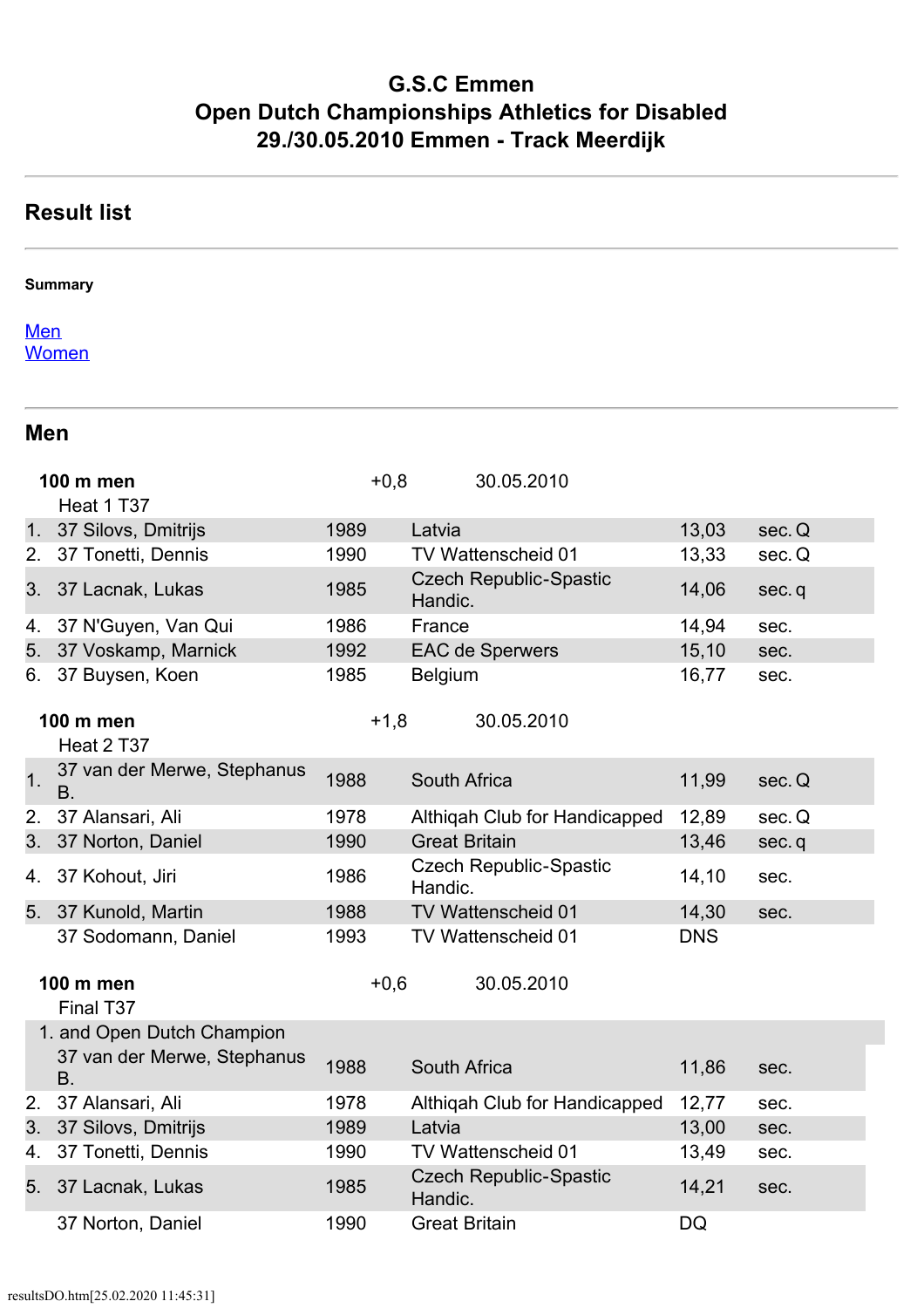# G.S.C Emmen
# Open Dutch Championships Athletics for Disabled
# 29./30.05.2010 Emmen - Track Meerdijk

## Result list

**Summary**

Men
Women

## Men

**100 m men** +0,8 30.05.2010

Heat 1 T37

| | | | | | | |
|---|---|---|---|---|---|---|
| 1. | 37 Silovs, Dmitrijs | 1989 | Latvia | 13,03 | sec. | Q |
| 2. | 37 Tonetti, Dennis | 1990 | TV Wattenscheid 01 | 13,33 | sec. | Q |
| 3. | 37 Lacnak, Lukas | 1985 | Czech Republic-Spastic Handic. | 14,06 | sec. | q |
| 4. | 37 N'Guyen, Van Qui | 1986 | France | 14,94 | sec. | |
| 5. | 37 Voskamp, Marnick | 1992 | EAC de Sperwers | 15,10 | sec. | |
| 6. | 37 Buysen, Koen | 1985 | Belgium | 16,77 | sec. | |

**100 m men** +1,8 30.05.2010

Heat 2 T37

| | | | | | | |
|---|---|---|---|---|---|---|
| 1. | 37 van der Merwe, Stephanus B. | 1988 | South Africa | 11,99 | sec. | Q |
| 2. | 37 Alansari, Ali | 1978 | Althiqah Club for Handicapped | 12,89 | sec. | Q |
| 3. | 37 Norton, Daniel | 1990 | Great Britain | 13,46 | sec. | q |
| 4. | 37 Kohout, Jiri | 1986 | Czech Republic-Spastic Handic. | 14,10 | sec. | |
| 5. | 37 Kunold, Martin | 1988 | TV Wattenscheid 01 | 14,30 | sec. | |
| | 37 Sodomann, Daniel | 1993 | TV Wattenscheid 01 | DNS | | |

**100 m men** +0,6 30.05.2010

Final T37

| | | | | | |
|---|---|---|---|---|---|
| 1. and Open Dutch Champion | | | | | |
| | 37 van der Merwe, Stephanus B. | 1988 | South Africa | 11,86 | sec. |
| 2. | 37 Alansari, Ali | 1978 | Althiqah Club for Handicapped | 12,77 | sec. |
| 3. | 37 Silovs, Dmitrijs | 1989 | Latvia | 13,00 | sec. |
| 4. | 37 Tonetti, Dennis | 1990 | TV Wattenscheid 01 | 13,49 | sec. |
| 5. | 37 Lacnak, Lukas | 1985 | Czech Republic-Spastic Handic. | 14,21 | sec. |
| | 37 Norton, Daniel | 1990 | Great Britain | DQ | |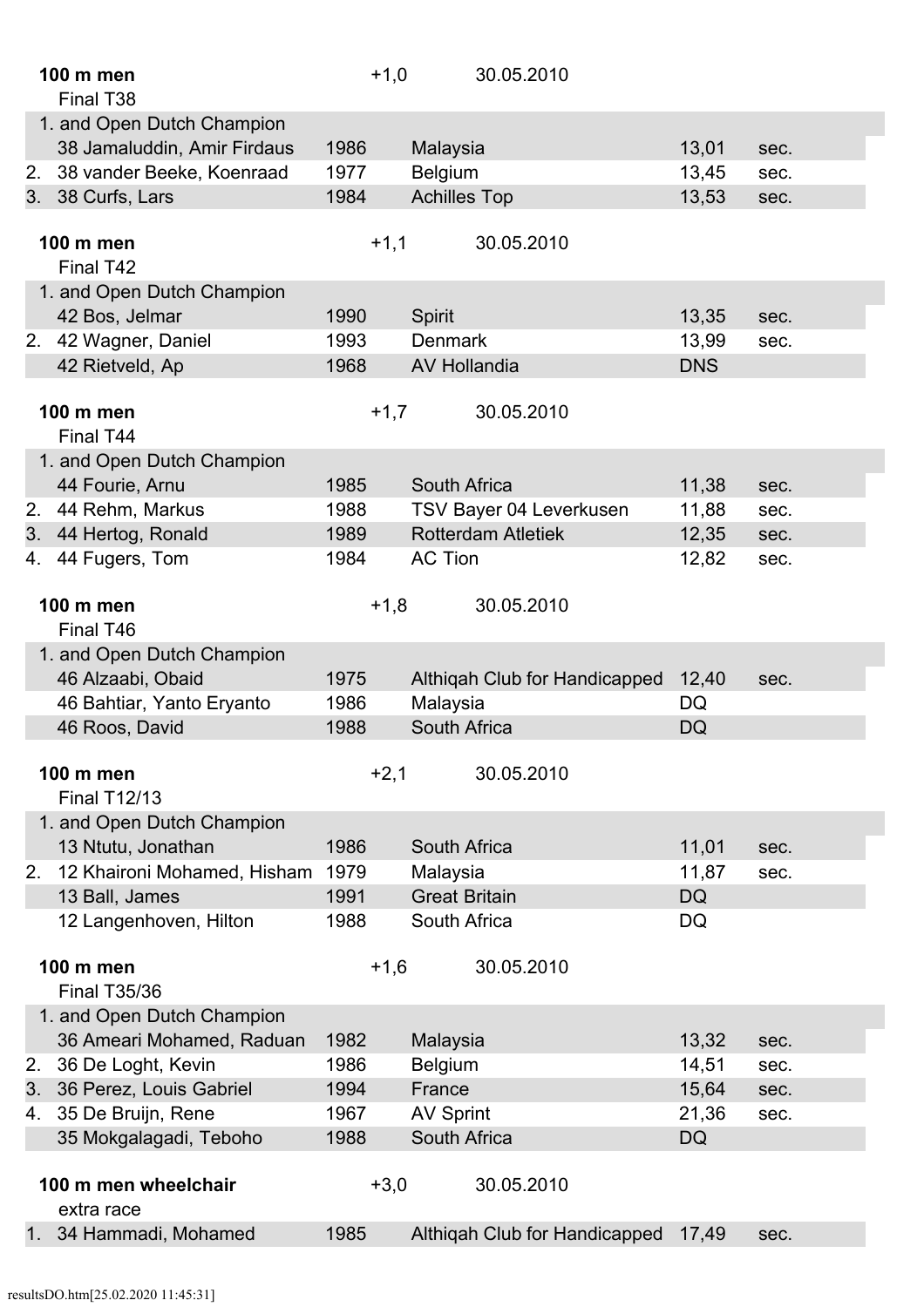**100 m men** +1,0 30.05.2010

Final T38

| Place | Athlete | Year | Club/Country | Result | |
|---|---|---|---|---|---|
| 1. and Open Dutch Champion | | | | | |
| | 38 Jamaluddin, Amir Firdaus | 1986 | Malaysia | 13,01 | sec. |
| 2. | 38 vander Beeke, Koenraad | 1977 | Belgium | 13,45 | sec. |
| 3. | 38 Curfs, Lars | 1984 | Achilles Top | 13,53 | sec. |

**100 m men** +1,1 30.05.2010

Final T42

| Place | Athlete | Year | Club/Country | Result | |
|---|---|---|---|---|---|
| 1. and Open Dutch Champion | | | | | |
| | 42 Bos, Jelmar | 1990 | Spirit | 13,35 | sec. |
| 2. | 42 Wagner, Daniel | 1993 | Denmark | 13,99 | sec. |
| | 42 Rietveld, Ap | 1968 | AV Hollandia | DNS | |

**100 m men** +1,7 30.05.2010

Final T44

| Place | Athlete | Year | Club/Country | Result | |
|---|---|---|---|---|---|
| 1. and Open Dutch Champion | | | | | |
| | 44 Fourie, Arnu | 1985 | South Africa | 11,38 | sec. |
| 2. | 44 Rehm, Markus | 1988 | TSV Bayer 04 Leverkusen | 11,88 | sec. |
| 3. | 44 Hertog, Ronald | 1989 | Rotterdam Atletiek | 12,35 | sec. |
| 4. | 44 Fugers, Tom | 1984 | AC Tion | 12,82 | sec. |

**100 m men** +1,8 30.05.2010

Final T46

| Place | Athlete | Year | Club/Country | Result | |
|---|---|---|---|---|---|
| 1. and Open Dutch Champion | | | | | |
| | 46 Alzaabi, Obaid | 1975 | Althiqah Club for Handicapped | 12,40 | sec. |
| | 46 Bahtiar, Yanto Eryanto | 1986 | Malaysia | DQ | |
| | 46 Roos, David | 1988 | South Africa | DQ | |

**100 m men** +2,1 30.05.2010

Final T12/13

| Place | Athlete | Year | Club/Country | Result | |
|---|---|---|---|---|---|
| 1. and Open Dutch Champion | | | | | |
| | 13 Ntutu, Jonathan | 1986 | South Africa | 11,01 | sec. |
| 2. | 12 Khaironi Mohamed, Hisham | 1979 | Malaysia | 11,87 | sec. |
| | 13 Ball, James | 1991 | Great Britain | DQ | |
| | 12 Langenhoven, Hilton | 1988 | South Africa | DQ | |

**100 m men** +1,6 30.05.2010

Final T35/36

| Place | Athlete | Year | Club/Country | Result | |
|---|---|---|---|---|---|
| 1. and Open Dutch Champion | | | | | |
| | 36 Ameari Mohamed, Raduan | 1982 | Malaysia | 13,32 | sec. |
| 2. | 36 De Loght, Kevin | 1986 | Belgium | 14,51 | sec. |
| 3. | 36 Perez, Louis Gabriel | 1994 | France | 15,64 | sec. |
| 4. | 35 De Bruijn, Rene | 1967 | AV Sprint | 21,36 | sec. |
| | 35 Mokgalagadi, Teboho | 1988 | South Africa | DQ | |

**100 m men wheelchair** +3,0 30.05.2010

extra race

| Place | Athlete | Year | Club/Country | Result | |
|---|---|---|---|---|---|
| 1. | 34 Hammadi, Mohamed | 1985 | Althiqah Club for Handicapped | 17,49 | sec. |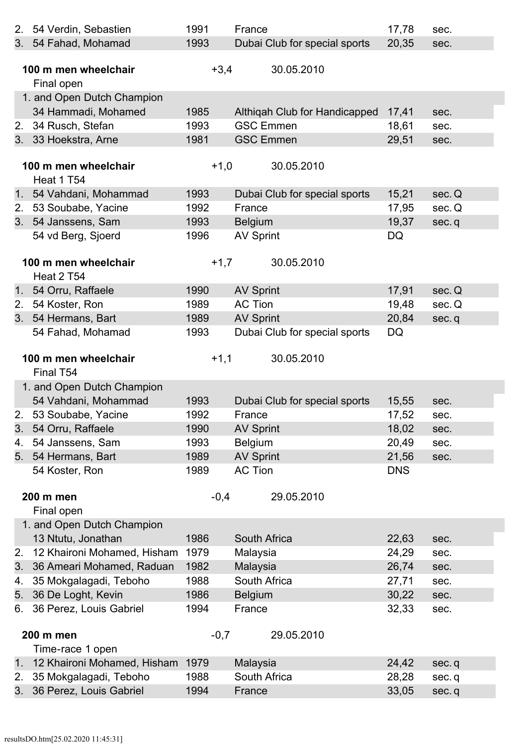| | | | | | |
|---|---|---|---|---|---|
| 2. | 54 Verdin, Sebastien | 1991 | France | 17,78 | sec. |
| 3. | 54 Fahad, Mohamad | 1993 | Dubai Club for special sports | 20,35 | sec. |

**100 m men wheelchair** +3,4 30.05.2010

Final open

| | | | | | |
|---|---|---|---|---|---|
| 1. and Open Dutch Champion | | | | | |
| | 34 Hammadi, Mohamed | 1985 | Althiqah Club for Handicapped | 17,41 | sec. |
| 2. | 34 Rusch, Stefan | 1993 | GSC Emmen | 18,61 | sec. |
| 3. | 33 Hoekstra, Arne | 1981 | GSC Emmen | 29,51 | sec. |

**100 m men wheelchair** +1,0 30.05.2010

Heat 1 T54

| | | | | | |
|---|---|---|---|---|---|
| 1. | 54 Vahdani, Mohammad | 1993 | Dubai Club for special sports | 15,21 | sec. Q |
| 2. | 53 Soubabe, Yacine | 1992 | France | 17,95 | sec. Q |
| 3. | 54 Janssens, Sam | 1993 | Belgium | 19,37 | sec. q |
| | 54 vd Berg, Sjoerd | 1996 | AV Sprint | DQ | |

**100 m men wheelchair** +1,7 30.05.2010

Heat 2 T54

| | | | | | |
|---|---|---|---|---|---|
| 1. | 54 Orru, Raffaele | 1990 | AV Sprint | 17,91 | sec. Q |
| 2. | 54 Koster, Ron | 1989 | AC Tion | 19,48 | sec. Q |
| 3. | 54 Hermans, Bart | 1989 | AV Sprint | 20,84 | sec. q |
| | 54 Fahad, Mohamad | 1993 | Dubai Club for special sports | DQ | |

**100 m men wheelchair** +1,1 30.05.2010

Final T54

| | | | | | |
|---|---|---|---|---|---|
| 1. and Open Dutch Champion | | | | | |
| | 54 Vahdani, Mohammad | 1993 | Dubai Club for special sports | 15,55 | sec. |
| 2. | 53 Soubabe, Yacine | 1992 | France | 17,52 | sec. |
| 3. | 54 Orru, Raffaele | 1990 | AV Sprint | 18,02 | sec. |
| 4. | 54 Janssens, Sam | 1993 | Belgium | 20,49 | sec. |
| 5. | 54 Hermans, Bart | 1989 | AV Sprint | 21,56 | sec. |
| | 54 Koster, Ron | 1989 | AC Tion | DNS | |

**200 m men** -0,4 29.05.2010

Final open

| | | | | | |
|---|---|---|---|---|---|
| 1. and Open Dutch Champion | | | | | |
| | 13 Ntutu, Jonathan | 1986 | South Africa | 22,63 | sec. |
| 2. | 12 Khaironi Mohamed, Hisham | 1979 | Malaysia | 24,29 | sec. |
| 3. | 36 Ameari Mohamed, Raduan | 1982 | Malaysia | 26,74 | sec. |
| 4. | 35 Mokgalagadi, Teboho | 1988 | South Africa | 27,71 | sec. |
| 5. | 36 De Loght, Kevin | 1986 | Belgium | 30,22 | sec. |
| 6. | 36 Perez, Louis Gabriel | 1994 | France | 32,33 | sec. |

**200 m men** -0,7 29.05.2010

Time-race 1 open

| | | | | | |
|---|---|---|---|---|---|
| 1. | 12 Khaironi Mohamed, Hisham | 1979 | Malaysia | 24,42 | sec. q |
| 2. | 35 Mokgalagadi, Teboho | 1988 | South Africa | 28,28 | sec. q |
| 3. | 36 Perez, Louis Gabriel | 1994 | France | 33,05 | sec. q |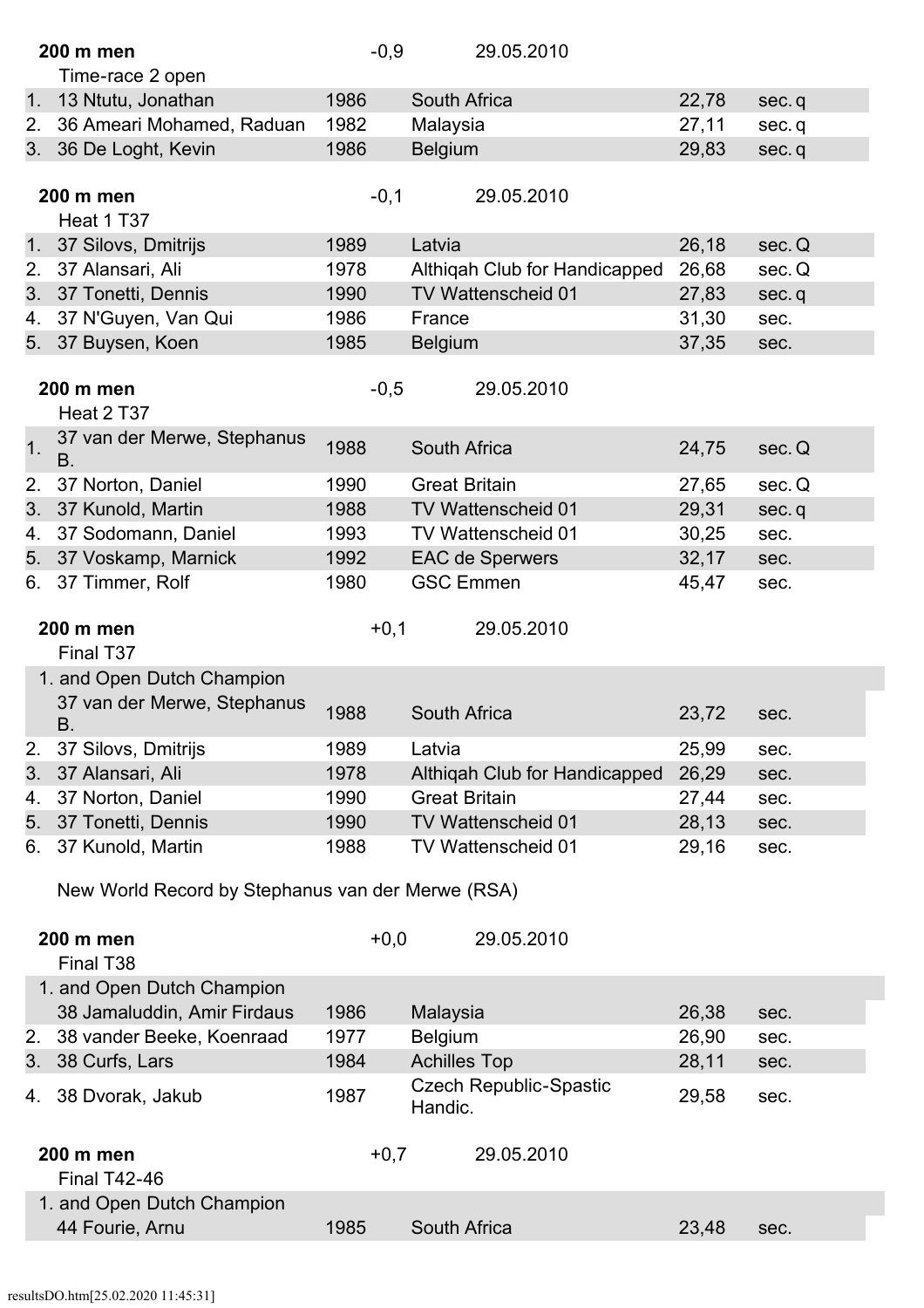**200 m men** -0,9 29.05.2010

Time-race 2 open

| | | | | | |
|---|---|---|---|---|---|
| 1. | 13 Ntutu, Jonathan | 1986 | South Africa | 22,78 | sec. q |
| 2. | 36 Ameari Mohamed, Raduan | 1982 | Malaysia | 27,11 | sec. q |
| 3. | 36 De Loght, Kevin | 1986 | Belgium | 29,83 | sec. q |

**200 m men** -0,1 29.05.2010

Heat 1 T37

| | | | | | |
|---|---|---|---|---|---|
| 1. | 37 Silovs, Dmitrijs | 1989 | Latvia | 26,18 | sec. Q |
| 2. | 37 Alansari, Ali | 1978 | Althiqah Club for Handicapped | 26,68 | sec. Q |
| 3. | 37 Tonetti, Dennis | 1990 | TV Wattenscheid 01 | 27,83 | sec. q |
| 4. | 37 N'Guyen, Van Qui | 1986 | France | 31,30 | sec. |
| 5. | 37 Buysen, Koen | 1985 | Belgium | 37,35 | sec. |

**200 m men** -0,5 29.05.2010

Heat 2 T37

| | | | | | |
|---|---|---|---|---|---|
| 1. | 37 van der Merwe, Stephanus B. | 1988 | South Africa | 24,75 | sec. Q |
| 2. | 37 Norton, Daniel | 1990 | Great Britain | 27,65 | sec. Q |
| 3. | 37 Kunold, Martin | 1988 | TV Wattenscheid 01 | 29,31 | sec. q |
| 4. | 37 Sodomann, Daniel | 1993 | TV Wattenscheid 01 | 30,25 | sec. |
| 5. | 37 Voskamp, Marnick | 1992 | EAC de Sperwers | 32,17 | sec. |
| 6. | 37 Timmer, Rolf | 1980 | GSC Emmen | 45,47 | sec. |

**200 m men** +0,1 29.05.2010

Final T37

| | | | | | |
|---|---|---|---|---|---|
| 1. and Open Dutch Champion | 37 van der Merwe, Stephanus B. | 1988 | South Africa | 23,72 | sec. |
| 2. | 37 Silovs, Dmitrijs | 1989 | Latvia | 25,99 | sec. |
| 3. | 37 Alansari, Ali | 1978 | Althiqah Club for Handicapped | 26,29 | sec. |
| 4. | 37 Norton, Daniel | 1990 | Great Britain | 27,44 | sec. |
| 5. | 37 Tonetti, Dennis | 1990 | TV Wattenscheid 01 | 28,13 | sec. |
| 6. | 37 Kunold, Martin | 1988 | TV Wattenscheid 01 | 29,16 | sec. |

New World Record by Stephanus van der Merwe (RSA)

**200 m men** +0,0 29.05.2010

Final T38

| | | | | | |
|---|---|---|---|---|---|
| 1. and Open Dutch Champion | 38 Jamaluddin, Amir Firdaus | 1986 | Malaysia | 26,38 | sec. |
| 2. | 38 vander Beeke, Koenraad | 1977 | Belgium | 26,90 | sec. |
| 3. | 38 Curfs, Lars | 1984 | Achilles Top | 28,11 | sec. |
| 4. | 38 Dvorak, Jakub | 1987 | Czech Republic-Spastic Handic. | 29,58 | sec. |

**200 m men** +0,7 29.05.2010

Final T42-46

| | | | | | |
|---|---|---|---|---|---|
| 1. and Open Dutch Champion | 44 Fourie, Arnu | 1985 | South Africa | 23,48 | sec. |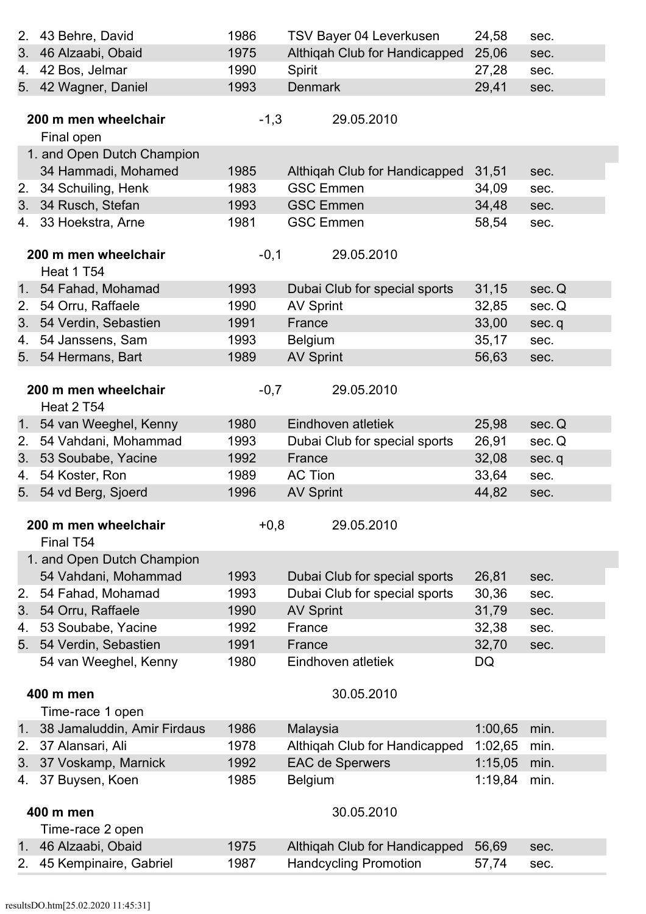| | | | | | |
|---|---|---|---|---|---|
| 2. | 43 Behre, David | 1986 | TSV Bayer 04 Leverkusen | 24,58 | sec. |
| 3. | 46 Alzaabi, Obaid | 1975 | Althiqah Club for Handicapped | 25,06 | sec. |
| 4. | 42 Bos, Jelmar | 1990 | Spirit | 27,28 | sec. |
| 5. | 42 Wagner, Daniel | 1993 | Denmark | 29,41 | sec. |

**200 m men wheelchair** -1,3 29.05.2010

Final open

| | | | | | |
|---|---|---|---|---|---|
| 1. and Open Dutch Champion | 34 Hammadi, Mohamed | 1985 | Althiqah Club for Handicapped | 31,51 | sec. |
| 2. | 34 Schuiling, Henk | 1983 | GSC Emmen | 34,09 | sec. |
| 3. | 34 Rusch, Stefan | 1993 | GSC Emmen | 34,48 | sec. |
| 4. | 33 Hoekstra, Arne | 1981 | GSC Emmen | 58,54 | sec. |

**200 m men wheelchair** -0,1 29.05.2010

Heat 1 T54

| | | | | | |
|---|---|---|---|---|---|
| 1. | 54 Fahad, Mohamad | 1993 | Dubai Club for special sports | 31,15 | sec. Q |
| 2. | 54 Orru, Raffaele | 1990 | AV Sprint | 32,85 | sec. Q |
| 3. | 54 Verdin, Sebastien | 1991 | France | 33,00 | sec. q |
| 4. | 54 Janssens, Sam | 1993 | Belgium | 35,17 | sec. |
| 5. | 54 Hermans, Bart | 1989 | AV Sprint | 56,63 | sec. |

**200 m men wheelchair** -0,7 29.05.2010

Heat 2 T54

| | | | | | |
|---|---|---|---|---|---|
| 1. | 54 van Weeghel, Kenny | 1980 | Eindhoven atletiek | 25,98 | sec. Q |
| 2. | 54 Vahdani, Mohammad | 1993 | Dubai Club for special sports | 26,91 | sec. Q |
| 3. | 53 Soubabe, Yacine | 1992 | France | 32,08 | sec. q |
| 4. | 54 Koster, Ron | 1989 | AC Tion | 33,64 | sec. |
| 5. | 54 vd Berg, Sjoerd | 1996 | AV Sprint | 44,82 | sec. |

**200 m men wheelchair** +0,8 29.05.2010

Final T54

| | | | | | |
|---|---|---|---|---|---|
| 1. and Open Dutch Champion | 54 Vahdani, Mohammad | 1993 | Dubai Club for special sports | 26,81 | sec. |
| 2. | 54 Fahad, Mohamad | 1993 | Dubai Club for special sports | 30,36 | sec. |
| 3. | 54 Orru, Raffaele | 1990 | AV Sprint | 31,79 | sec. |
| 4. | 53 Soubabe, Yacine | 1992 | France | 32,38 | sec. |
| 5. | 54 Verdin, Sebastien | 1991 | France | 32,70 | sec. |
| | 54 van Weeghel, Kenny | 1980 | Eindhoven atletiek | DQ | |

**400 m men** 30.05.2010

Time-race 1 open

| | | | | | |
|---|---|---|---|---|---|
| 1. | 38 Jamaluddin, Amir Firdaus | 1986 | Malaysia | 1:00,65 | min. |
| 2. | 37 Alansari, Ali | 1978 | Althiqah Club for Handicapped | 1:02,65 | min. |
| 3. | 37 Voskamp, Marnick | 1992 | EAC de Sperwers | 1:15,05 | min. |
| 4. | 37 Buysen, Koen | 1985 | Belgium | 1:19,84 | min. |

**400 m men** 30.05.2010

Time-race 2 open

| | | | | | |
|---|---|---|---|---|---|
| 1. | 46 Alzaabi, Obaid | 1975 | Althiqah Club for Handicapped | 56,69 | sec. |
| 2. | 45 Kempinaire, Gabriel | 1987 | Handcycling Promotion | 57,74 | sec. |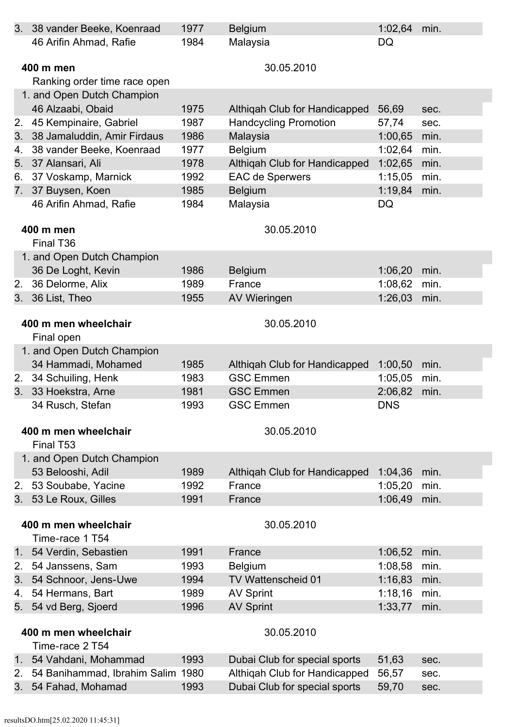| | | | | |
|---|---|---|---|---|
| 3. 38 vander Beeke, Koenraad | 1977 | Belgium | 1:02,64 | min. |
| 46 Arifin Ahmad, Rafie | 1984 | Malaysia | DQ | |

**400 m men** 30.05.2010

Ranking order time race open

| | | | | |
|---|---|---|---|---|
| 1. and Open Dutch Champion | | | | |
| 46 Alzaabi, Obaid | 1975 | Althiqah Club for Handicapped | 56,69 | sec. |
| 2. 45 Kempinaire, Gabriel | 1987 | Handcycling Promotion | 57,74 | sec. |
| 3. 38 Jamaluddin, Amir Firdaus | 1986 | Malaysia | 1:00,65 | min. |
| 4. 38 vander Beeke, Koenraad | 1977 | Belgium | 1:02,64 | min. |
| 5. 37 Alansari, Ali | 1978 | Althiqah Club for Handicapped | 1:02,65 | min. |
| 6. 37 Voskamp, Marnick | 1992 | EAC de Sperwers | 1:15,05 | min. |
| 7. 37 Buysen, Koen | 1985 | Belgium | 1:19,84 | min. |
| 46 Arifin Ahmad, Rafie | 1984 | Malaysia | DQ | |

**400 m men** 30.05.2010

Final T36

| | | | | |
|---|---|---|---|---|
| 1. and Open Dutch Champion | | | | |
| 36 De Loght, Kevin | 1986 | Belgium | 1:06,20 | min. |
| 2. 36 Delorme, Alix | 1989 | France | 1:08,62 | min. |
| 3. 36 List, Theo | 1955 | AV Wieringen | 1:26,03 | min. |

**400 m men wheelchair** 30.05.2010

Final open

| | | | | |
|---|---|---|---|---|
| 1. and Open Dutch Champion | | | | |
| 34 Hammadi, Mohamed | 1985 | Althiqah Club for Handicapped | 1:00,50 | min. |
| 2. 34 Schuiling, Henk | 1983 | GSC Emmen | 1:05,05 | min. |
| 3. 33 Hoekstra, Arne | 1981 | GSC Emmen | 2:06,82 | min. |
| 34 Rusch, Stefan | 1993 | GSC Emmen | DNS | |

**400 m men wheelchair** 30.05.2010

Final T53

| | | | | |
|---|---|---|---|---|
| 1. and Open Dutch Champion | | | | |
| 53 Belooshi, Adil | 1989 | Althiqah Club for Handicapped | 1:04,36 | min. |
| 2. 53 Soubabe, Yacine | 1992 | France | 1:05,20 | min. |
| 3. 53 Le Roux, Gilles | 1991 | France | 1:06,49 | min. |

**400 m men wheelchair** 30.05.2010

Time-race 1 T54

| | | | | |
|---|---|---|---|---|
| 1. 54 Verdin, Sebastien | 1991 | France | 1:06,52 | min. |
| 2. 54 Janssens, Sam | 1993 | Belgium | 1:08,58 | min. |
| 3. 54 Schnoor, Jens-Uwe | 1994 | TV Wattenscheid 01 | 1:16,83 | min. |
| 4. 54 Hermans, Bart | 1989 | AV Sprint | 1:18,16 | min. |
| 5. 54 vd Berg, Sjoerd | 1996 | AV Sprint | 1:33,77 | min. |

**400 m men wheelchair** 30.05.2010

Time-race 2 T54

| | | | | |
|---|---|---|---|---|
| 1. 54 Vahdani, Mohammad | 1993 | Dubai Club for special sports | 51,63 | sec. |
| 2. 54 Banihammad, Ibrahim Salim | 1980 | Althiqah Club for Handicapped | 56,57 | sec. |
| 3. 54 Fahad, Mohamad | 1993 | Dubai Club for special sports | 59,70 | sec. |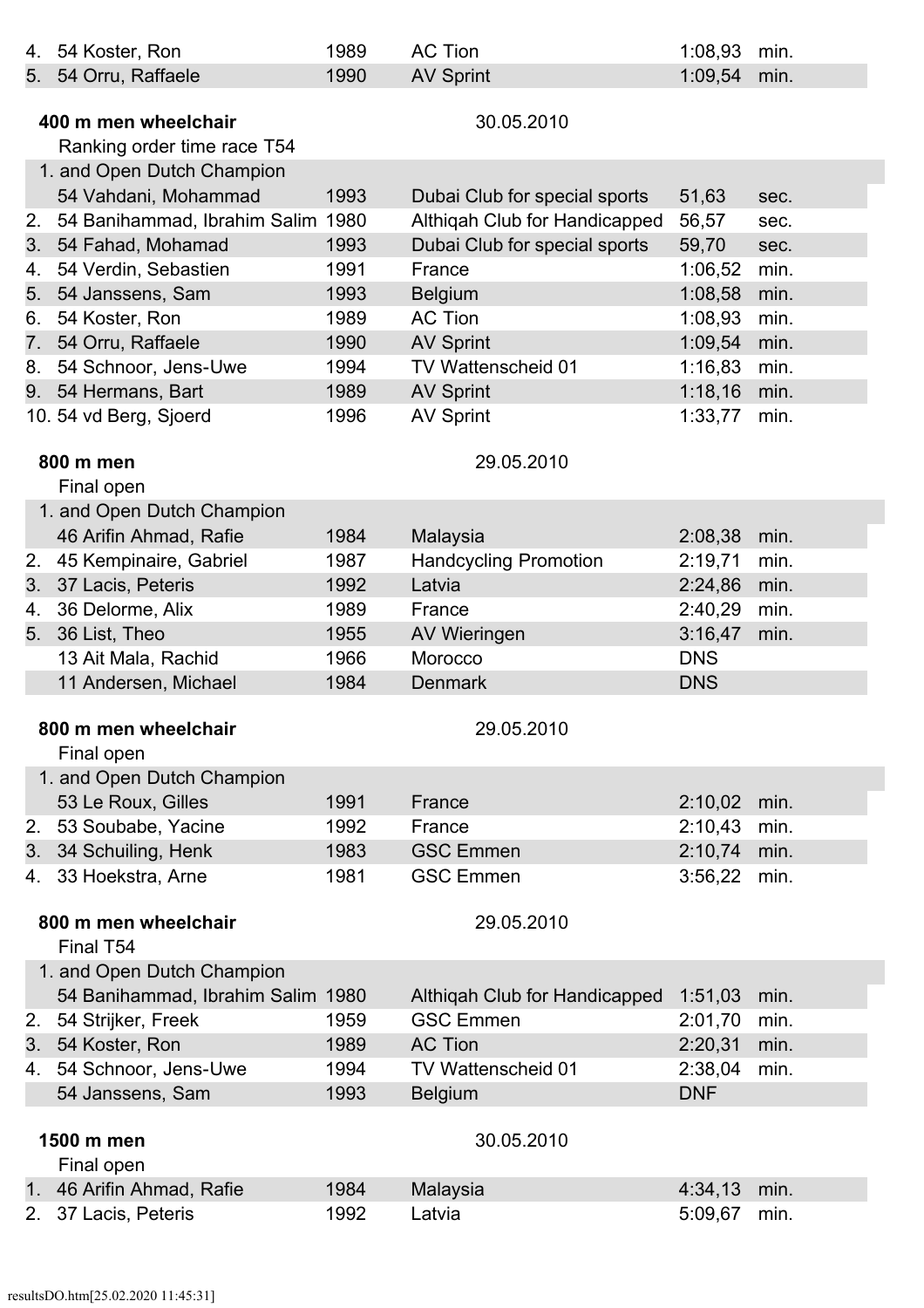| | | | | | |
|---|---|---|---|---|---|
| 4. | 54 Koster, Ron | 1989 | AC Tion | 1:08,93 | min. |
| 5. | 54 Orru, Raffaele | 1990 | AV Sprint | 1:09,54 | min. |

**400 m men wheelchair** 30.05.2010

Ranking order time race T54

| | | | | | |
|---|---|---|---|---|---|
| 1. and Open Dutch Champion | | | | | |
| | 54 Vahdani, Mohammad | 1993 | Dubai Club for special sports | 51,63 | sec. |
| 2. | 54 Banihammad, Ibrahim Salim | 1980 | Althiqah Club for Handicapped | 56,57 | sec. |
| 3. | 54 Fahad, Mohamad | 1993 | Dubai Club for special sports | 59,70 | sec. |
| 4. | 54 Verdin, Sebastien | 1991 | France | 1:06,52 | min. |
| 5. | 54 Janssens, Sam | 1993 | Belgium | 1:08,58 | min. |
| 6. | 54 Koster, Ron | 1989 | AC Tion | 1:08,93 | min. |
| 7. | 54 Orru, Raffaele | 1990 | AV Sprint | 1:09,54 | min. |
| 8. | 54 Schnoor, Jens-Uwe | 1994 | TV Wattenscheid 01 | 1:16,83 | min. |
| 9. | 54 Hermans, Bart | 1989 | AV Sprint | 1:18,16 | min. |
| 10. | 54 vd Berg, Sjoerd | 1996 | AV Sprint | 1:33,77 | min. |

**800 m men** 29.05.2010

Final open

| | | | | | |
|---|---|---|---|---|---|
| 1. and Open Dutch Champion | | | | | |
| | 46 Arifin Ahmad, Rafie | 1984 | Malaysia | 2:08,38 | min. |
| 2. | 45 Kempinaire, Gabriel | 1987 | Handcycling Promotion | 2:19,71 | min. |
| 3. | 37 Lacis, Peteris | 1992 | Latvia | 2:24,86 | min. |
| 4. | 36 Delorme, Alix | 1989 | France | 2:40,29 | min. |
| 5. | 36 List, Theo | 1955 | AV Wieringen | 3:16,47 | min. |
| | 13 Ait Mala, Rachid | 1966 | Morocco | DNS | |
| | 11 Andersen, Michael | 1984 | Denmark | DNS | |

**800 m men wheelchair** 29.05.2010

Final open

| | | | | | |
|---|---|---|---|---|---|
| 1. and Open Dutch Champion | | | | | |
| | 53 Le Roux, Gilles | 1991 | France | 2:10,02 | min. |
| 2. | 53 Soubabe, Yacine | 1992 | France | 2:10,43 | min. |
| 3. | 34 Schuiling, Henk | 1983 | GSC Emmen | 2:10,74 | min. |
| 4. | 33 Hoekstra, Arne | 1981 | GSC Emmen | 3:56,22 | min. |

**800 m men wheelchair** 29.05.2010

Final T54

| | | | | | |
|---|---|---|---|---|---|
| 1. and Open Dutch Champion | | | | | |
| | 54 Banihammad, Ibrahim Salim | 1980 | Althiqah Club for Handicapped | 1:51,03 | min. |
| 2. | 54 Strijker, Freek | 1959 | GSC Emmen | 2:01,70 | min. |
| 3. | 54 Koster, Ron | 1989 | AC Tion | 2:20,31 | min. |
| 4. | 54 Schnoor, Jens-Uwe | 1994 | TV Wattenscheid 01 | 2:38,04 | min. |
| | 54 Janssens, Sam | 1993 | Belgium | DNF | |

**1500 m men** 30.05.2010

Final open

| | | | | | |
|---|---|---|---|---|---|
| 1. | 46 Arifin Ahmad, Rafie | 1984 | Malaysia | 4:34,13 | min. |
| 2. | 37 Lacis, Peteris | 1992 | Latvia | 5:09,67 | min. |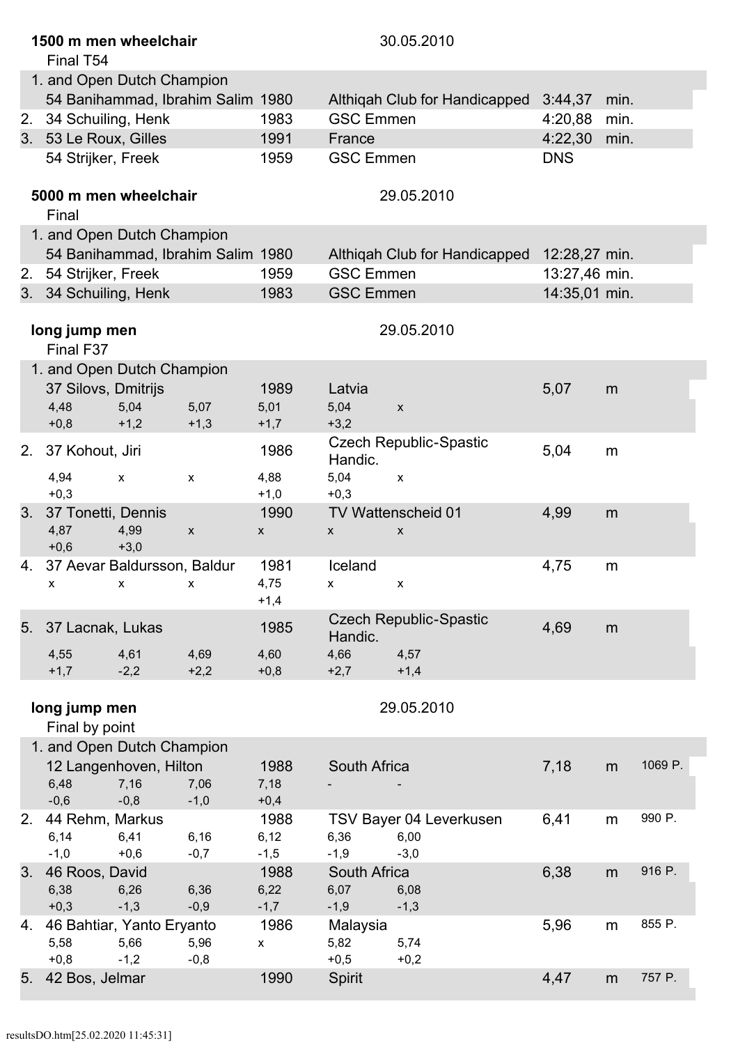**1500 m men wheelchair** 30.05.2010

Final T54

| Place | No. | Name | Year | Club | Result | |
|---|---|---|---|---|---|---|
| 1. and Open Dutch Champion | | | | | | |
| | 54 | Banihammad, Ibrahim Salim | 1980 | Althiqah Club for Handicapped | 3:44,37 | min. |
| 2. | 34 | Schuiling, Henk | 1983 | GSC Emmen | 4:20,88 | min. |
| 3. | 53 | Le Roux, Gilles | 1991 | France | 4:22,30 | min. |
| | 54 | Strijker, Freek | 1959 | GSC Emmen | DNS | |

**5000 m men wheelchair** 29.05.2010

Final

| Place | No. | Name | Year | Club | Result | |
|---|---|---|---|---|---|---|
| 1. and Open Dutch Champion | | | | | | |
| | 54 | Banihammad, Ibrahim Salim | 1980 | Althiqah Club for Handicapped | 12:28,27 | min. |
| 2. | 54 | Strijker, Freek | 1959 | GSC Emmen | 13:27,46 | min. |
| 3. | 34 | Schuiling, Henk | 1983 | GSC Emmen | 14:35,01 | min. |

**long jump men** 29.05.2010

Final F37

| Place | No. | Name | Year | Club | Result | |
|---|---|---|---|---|---|---|
| 1. and Open Dutch Champion | | | | | | |
| | 37 | Silovs, Dmitrijs | 1989 | Latvia | 5,07 | m |
| | | 4,48 (+0,8) / 5,04 (+1,2) / 5,07 (+1,3) / 5,01 (+1,7) / 5,04 (+3,2) / x | | | | |
| 2. | 37 | Kohout, Jiri | 1986 | Czech Republic-Spastic Handic. | 5,04 | m |
| | | 4,94 (+0,3) / x / x / 4,88 (+1,0) / 5,04 (+0,3) / x | | | | |
| 3. | 37 | Tonetti, Dennis | 1990 | TV Wattenscheid 01 | 4,99 | m |
| | | 4,87 (+0,6) / 4,99 (+3,0) / x / x / x / x | | | | |
| 4. | 37 | Aevar Baldursson, Baldur | 1981 | Iceland | 4,75 | m |
| | | x / x / x / 4,75 (+1,4) / x / x | | | | |
| 5. | 37 | Lacnak, Lukas | 1985 | Czech Republic-Spastic Handic. | 4,69 | m |
| | | 4,55 (+1,7) / 4,61 (-2,2) / 4,69 (+2,2) / 4,60 (+0,8) / 4,66 (+2,7) / 4,57 (+1,4) | | | | |

**long jump men** 29.05.2010

Final by point

| Place | No. | Name | Year | Club | Result | | Points |
|---|---|---|---|---|---|---|---|
| 1. and Open Dutch Champion | | | | | | | |
| | 12 | Langenhoven, Hilton | 1988 | South Africa | 7,18 | m | 1069 P. |
| | | 6,48 (-0,6) / 7,16 (-0,8) / 7,06 (-1,0) / 7,18 (+0,4) / - / - | | | | | |
| 2. | 44 | Rehm, Markus | 1988 | TSV Bayer 04 Leverkusen | 6,41 | m | 990 P. |
| | | 6,14 (-1,0) / 6,41 (+0,6) / 6,16 (-0,7) / 6,12 (-1,5) / 6,36 (-1,9) / 6,00 (-3,0) | | | | | |
| 3. | 46 | Roos, David | 1988 | South Africa | 6,38 | m | 916 P. |
| | | 6,38 (+0,3) / 6,26 (-1,3) / 6,36 (-0,9) / 6,22 (-1,7) / 6,07 (-1,9) / 6,08 (-1,3) | | | | | |
| 4. | 46 | Bahtiar, Yanto Eryanto | 1986 | Malaysia | 5,96 | m | 855 P. |
| | | 5,58 (+0,8) / 5,66 (-1,2) / 5,96 (-0,8) / x / 5,82 (+0,5) / 5,74 (+0,2) | | | | | |
| 5. | 42 | Bos, Jelmar | 1990 | Spirit | 4,47 | m | 757 P. |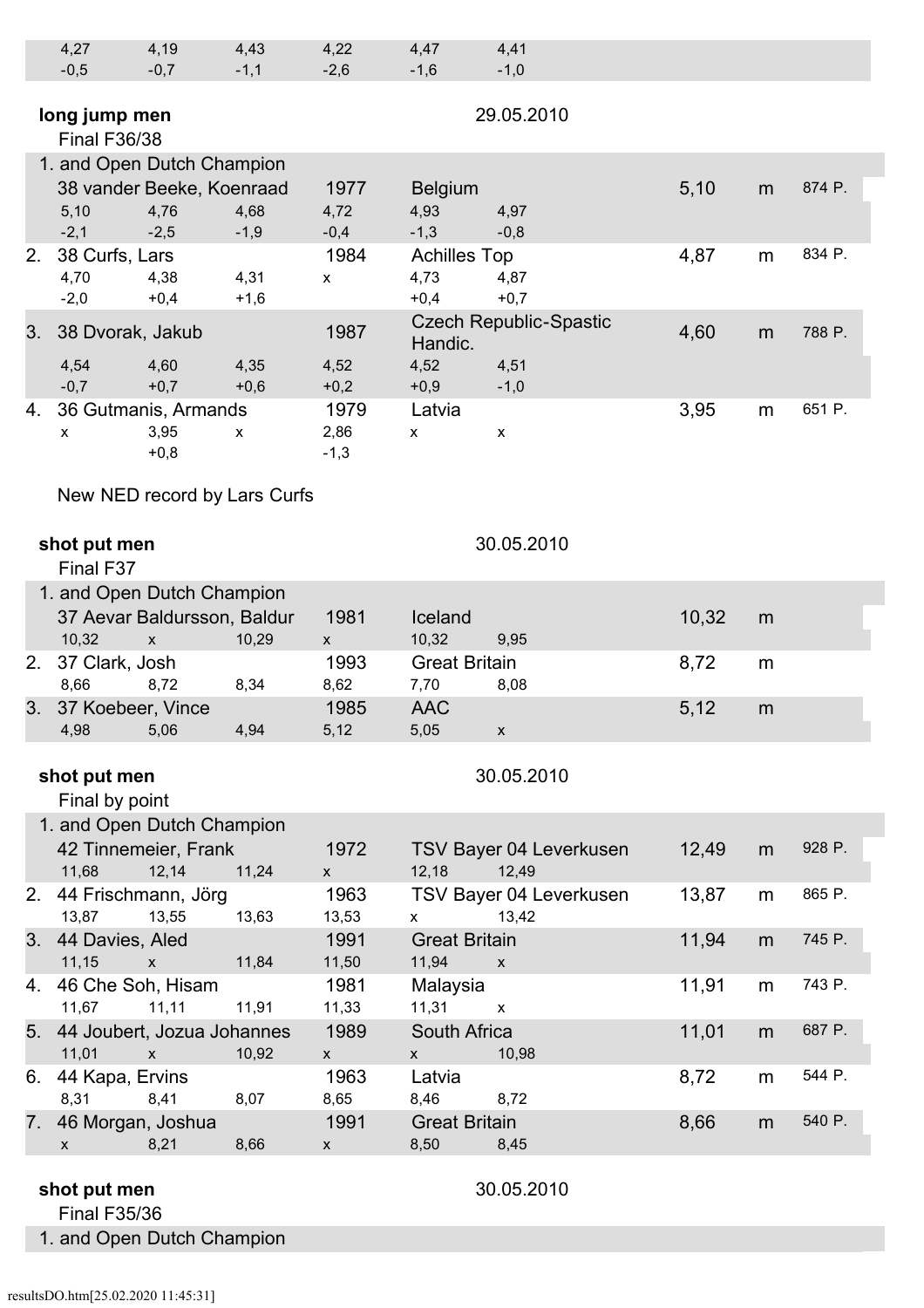| 4,27 | 4,19 | 4,43 | 4,22 | 4,47 | 4,41 |
|---|---|---|---|---|---|
| -0,5 | -0,7 | -1,1 | -2,6 | -1,6 | -1,0 |

**long jump men** 29.05.2010

Final F36/38

| Place | Name | Year | Club/Country | Result | | Points |
|---|---|---|---|---|---|---|
| 1. and Open Dutch Champion | 38 vander Beeke, Koenraad | 1977 | Belgium | 5,10 | m | 874 P. |
| | 5,10 / -2,1 · 4,76 / -2,5 · 4,68 / -1,9 · 4,72 / -0,4 · 4,93 / -1,3 · 4,97 / -0,8 | | | | | |
| 2. | 38 Curfs, Lars | 1984 | Achilles Top | 4,87 | m | 834 P. |
| | 4,70 / -2,0 · 4,38 / +0,4 · 4,31 / +1,6 · x · 4,73 / +0,4 · 4,87 / +0,7 | | | | | |
| 3. | 38 Dvorak, Jakub | 1987 | Czech Republic-Spastic Handic. | 4,60 | m | 788 P. |
| | 4,54 / -0,7 · 4,60 / +0,7 · 4,35 / +0,6 · 4,52 / +0,2 · 4,52 / +0,9 · 4,51 / -1,0 | | | | | |
| 4. | 36 Gutmanis, Armands | 1979 | Latvia | 3,95 | m | 651 P. |
| | x · 3,95 / +0,8 · x · 2,86 / -1,3 · x · x | | | | | |

New NED record by Lars Curfs

**shot put men** 30.05.2010

Final F37

| Place | Name | Year | Club/Country | Result | |
|---|---|---|---|---|---|
| 1. and Open Dutch Champion | 37 Aevar Baldursson, Baldur | 1981 | Iceland | 10,32 | m |
| | 10,32 · x · 10,29 · x · 10,32 · 9,95 | | | | |
| 2. | 37 Clark, Josh | 1993 | Great Britain | 8,72 | m |
| | 8,66 · 8,72 · 8,34 · 8,62 · 7,70 · 8,08 | | | | |
| 3. | 37 Koebeer, Vince | 1985 | AAC | 5,12 | m |
| | 4,98 · 5,06 · 4,94 · 5,12 · 5,05 · x | | | | |

**shot put men** 30.05.2010

Final by point

| Place | Name | Year | Club/Country | Result | | Points |
|---|---|---|---|---|---|---|
| 1. and Open Dutch Champion | 42 Tinnemeier, Frank | 1972 | TSV Bayer 04 Leverkusen | 12,49 | m | 928 P. |
| | 11,68 · 12,14 · 11,24 · x · 12,18 · 12,49 | | | | | |
| 2. | 44 Frischmann, Jörg | 1963 | TSV Bayer 04 Leverkusen | 13,87 | m | 865 P. |
| | 13,87 · 13,55 · 13,63 · 13,53 · x · 13,42 | | | | | |
| 3. | 44 Davies, Aled | 1991 | Great Britain | 11,94 | m | 745 P. |
| | 11,15 · x · 11,84 · 11,50 · 11,94 · x | | | | | |
| 4. | 46 Che Soh, Hisam | 1981 | Malaysia | 11,91 | m | 743 P. |
| | 11,67 · 11,11 · 11,91 · 11,33 · 11,31 · x | | | | | |
| 5. | 44 Joubert, Jozua Johannes | 1989 | South Africa | 11,01 | m | 687 P. |
| | 11,01 · x · 10,92 · x · x · 10,98 | | | | | |
| 6. | 44 Kapa, Ervins | 1963 | Latvia | 8,72 | m | 544 P. |
| | 8,31 · 8,41 · 8,07 · 8,65 · 8,46 · 8,72 | | | | | |
| 7. | 46 Morgan, Joshua | 1991 | Great Britain | 8,66 | m | 540 P. |
| | x · 8,21 · 8,66 · x · 8,50 · 8,45 | | | | | |

**shot put men** 30.05.2010

Final F35/36

1. and Open Dutch Champion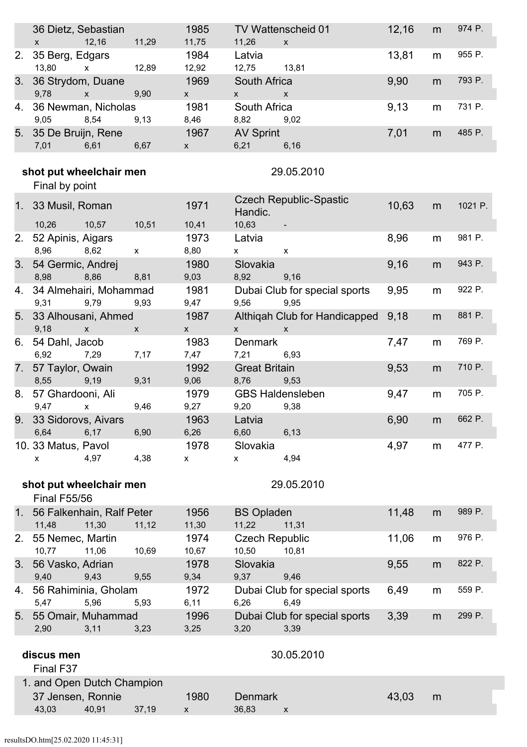| | | | | | | | | |
|---|---|---|---|---|---|---|---|---|
| 36 Dietz, Sebastian | | | 1985 | TV Wattenscheid 01 | | 12,16 | m | 974 P. |
| x | 12,16 | 11,29 | 11,75 | 11,26 | x | | | |
| 2. 35 Berg, Edgars | | | 1984 | Latvia | | 13,81 | m | 955 P. |
| 13,80 | x | 12,89 | 12,92 | 12,75 | 13,81 | | | |
| 3. 36 Strydom, Duane | | | 1969 | South Africa | | 9,90 | m | 793 P. |
| 9,78 | x | 9,90 | x | x | x | | | |
| 4. 36 Newman, Nicholas | | | 1981 | South Africa | | 9,13 | m | 731 P. |
| 9,05 | 8,54 | 9,13 | 8,46 | 8,82 | 9,02 | | | |
| 5. 35 De Bruijn, Rene | | | 1967 | AV Sprint | | 7,01 | m | 485 P. |
| 7,01 | 6,61 | 6,67 | x | 6,21 | 6,16 | | | |

**shot put wheelchair men** 29.05.2010

Final by point

| | | | | | | | | |
|---|---|---|---|---|---|---|---|---|
| 1. 33 Musil, Roman | | | 1971 | Czech Republic-Spastic Handic. | | 10,63 | m | 1021 P. |
| 10,26 | 10,57 | 10,51 | 10,41 | 10,63 | - | | | |
| 2. 52 Apinis, Aigars | | | 1973 | Latvia | | 8,96 | m | 981 P. |
| 8,96 | 8,62 | x | 8,80 | x | x | | | |
| 3. 54 Germic, Andrej | | | 1980 | Slovakia | | 9,16 | m | 943 P. |
| 8,98 | 8,86 | 8,81 | 9,03 | 8,92 | 9,16 | | | |
| 4. 34 Almehairi, Mohammad | | | 1981 | Dubai Club for special sports | | 9,95 | m | 922 P. |
| 9,31 | 9,79 | 9,93 | 9,47 | 9,56 | 9,95 | | | |
| 5. 33 Alhousani, Ahmed | | | 1987 | Althiqah Club for Handicapped | | 9,18 | m | 881 P. |
| 9,18 | x | x | x | x | x | | | |
| 6. 54 Dahl, Jacob | | | 1983 | Denmark | | 7,47 | m | 769 P. |
| 6,92 | 7,29 | 7,17 | 7,47 | 7,21 | 6,93 | | | |
| 7. 57 Taylor, Owain | | | 1992 | Great Britain | | 9,53 | m | 710 P. |
| 8,55 | 9,19 | 9,31 | 9,06 | 8,76 | 9,53 | | | |
| 8. 57 Ghardooni, Ali | | | 1979 | GBS Haldensleben | | 9,47 | m | 705 P. |
| 9,47 | x | 9,46 | 9,27 | 9,20 | 9,38 | | | |
| 9. 33 Sidorovs, Aivars | | | 1963 | Latvia | | 6,90 | m | 662 P. |
| 6,64 | 6,17 | 6,90 | 6,26 | 6,60 | 6,13 | | | |
| 10. 33 Matus, Pavol | | | 1978 | Slovakia | | 4,97 | m | 477 P. |
| x | 4,97 | 4,38 | x | x | 4,94 | | | |

**shot put wheelchair men** 29.05.2010

Final F55/56

| | | | | | | | | |
|---|---|---|---|---|---|---|---|---|
| 1. 56 Falkenhain, Ralf Peter | | | 1956 | BS Opladen | | 11,48 | m | 989 P. |
| 11,48 | 11,30 | 11,12 | 11,30 | 11,22 | 11,31 | | | |
| 2. 55 Nemec, Martin | | | 1974 | Czech Republic | | 11,06 | m | 976 P. |
| 10,77 | 11,06 | 10,69 | 10,67 | 10,50 | 10,81 | | | |
| 3. 56 Vasko, Adrian | | | 1978 | Slovakia | | 9,55 | m | 822 P. |
| 9,40 | 9,43 | 9,55 | 9,34 | 9,37 | 9,46 | | | |
| 4. 56 Rahiminia, Gholam | | | 1972 | Dubai Club for special sports | | 6,49 | m | 559 P. |
| 5,47 | 5,96 | 5,93 | 6,11 | 6,26 | 6,49 | | | |
| 5. 55 Omair, Muhammad | | | 1996 | Dubai Club for special sports | | 3,39 | m | 299 P. |
| 2,90 | 3,11 | 3,23 | 3,25 | 3,20 | 3,39 | | | |

**discus men** 30.05.2010

Final F37

| | | | | | | | | |
|---|---|---|---|---|---|---|---|---|
| 1. and Open Dutch Champion | | | | | | | | |
| 37 Jensen, Ronnie | | | 1980 | Denmark | | 43,03 | m | |
| 43,03 | 40,91 | 37,19 | x | 36,83 | x | | | |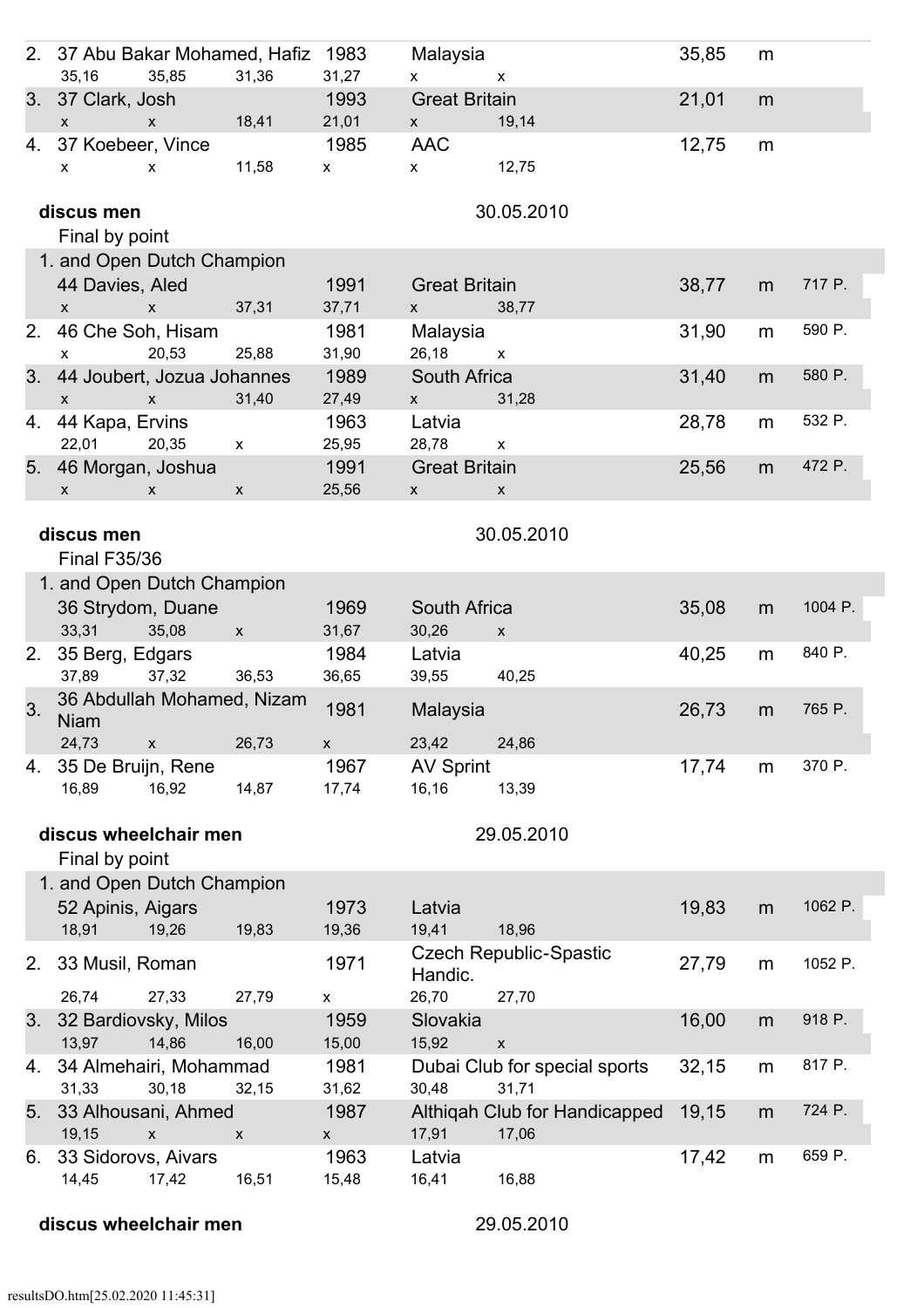| | | | | | | | |
|---|---|---|---|---|---|---|---|
| 2. 37 Abu Bakar Mohamed, Hafiz | | | 1983 | Malaysia | | 35,85 m | |
| 35,16 | 35,85 | 31,36 | 31,27 | x | x | | |
| 3. 37 Clark, Josh | | | 1993 | Great Britain | | 21,01 m | |
| x | x | 18,41 | 21,01 | x | 19,14 | | |
| 4. 37 Koebeer, Vince | | | 1985 | AAC | | 12,75 m | |
| x | x | 11,58 | x | x | 12,75 | | |

**discus men** 30.05.2010

Final by point

| | | | | | | | |
|---|---|---|---|---|---|---|---|
| 1. and Open Dutch Champion 44 Davies, Aled | | | 1991 | Great Britain | | 38,77 m | 717 P. |
| x | x | 37,31 | 37,71 | x | 38,77 | | |
| 2. 46 Che Soh, Hisam | | | 1981 | Malaysia | | 31,90 m | 590 P. |
| x | 20,53 | 25,88 | 31,90 | 26,18 | x | | |
| 3. 44 Joubert, Jozua Johannes | | | 1989 | South Africa | | 31,40 m | 580 P. |
| x | x | 31,40 | 27,49 | x | 31,28 | | |
| 4. 44 Kapa, Ervins | | | 1963 | Latvia | | 28,78 m | 532 P. |
| 22,01 | 20,35 | x | 25,95 | 28,78 | x | | |
| 5. 46 Morgan, Joshua | | | 1991 | Great Britain | | 25,56 m | 472 P. |
| x | x | x | 25,56 | x | x | | |

**discus men** 30.05.2010

Final F35/36

| | | | | | | | |
|---|---|---|---|---|---|---|---|
| 1. and Open Dutch Champion 36 Strydom, Duane | | | 1969 | South Africa | | 35,08 m | 1004 P. |
| 33,31 | 35,08 | x | 31,67 | 30,26 | x | | |
| 2. 35 Berg, Edgars | | | 1984 | Latvia | | 40,25 m | 840 P. |
| 37,89 | 37,32 | 36,53 | 36,65 | 39,55 | 40,25 | | |
| 3. 36 Abdullah Mohamed, Nizam Niam | | | 1981 | Malaysia | | 26,73 m | 765 P. |
| 24,73 | x | 26,73 | x | 23,42 | 24,86 | | |
| 4. 35 De Bruijn, Rene | | | 1967 | AV Sprint | | 17,74 m | 370 P. |
| 16,89 | 16,92 | 14,87 | 17,74 | 16,16 | 13,39 | | |

**discus wheelchair men** 29.05.2010

Final by point

| | | | | | | | |
|---|---|---|---|---|---|---|---|
| 1. and Open Dutch Champion 52 Apinis, Aigars | | | 1973 | Latvia | | 19,83 m | 1062 P. |
| 18,91 | 19,26 | 19,83 | 19,36 | 19,41 | 18,96 | | |
| 2. 33 Musil, Roman | | | 1971 | Czech Republic-Spastic Handic. | | 27,79 m | 1052 P. |
| 26,74 | 27,33 | 27,79 | x | 26,70 | 27,70 | | |
| 3. 32 Bardiovsky, Milos | | | 1959 | Slovakia | | 16,00 m | 918 P. |
| 13,97 | 14,86 | 16,00 | 15,00 | 15,92 | x | | |
| 4. 34 Almehairi, Mohammad | | | 1981 | Dubai Club for special sports | | 32,15 m | 817 P. |
| 31,33 | 30,18 | 32,15 | 31,62 | 30,48 | 31,71 | | |
| 5. 33 Alhousani, Ahmed | | | 1987 | Althiqah Club for Handicapped | | 19,15 m | 724 P. |
| 19,15 | x | x | x | 17,91 | 17,06 | | |
| 6. 33 Sidorovs, Aivars | | | 1963 | Latvia | | 17,42 m | 659 P. |
| 14,45 | 17,42 | 16,51 | 15,48 | 16,41 | 16,88 | | |

**discus wheelchair men** 29.05.2010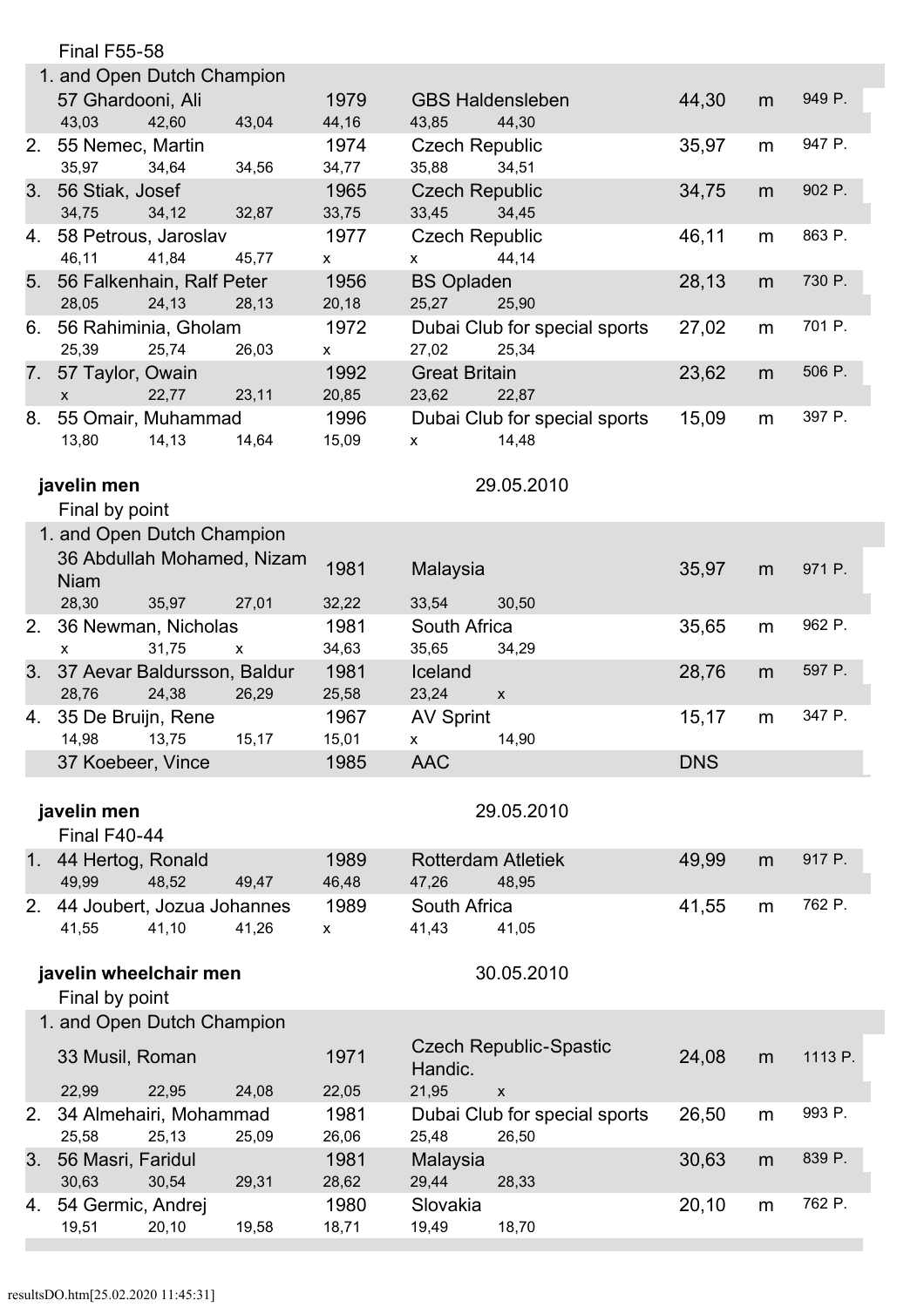Final F55-58

| Place | Name | Year | Club | Result | | Points |
|---|---|---|---|---|---|---|
| 1. and Open Dutch Champion | | | | | | |
| | 57 Ghardooni, Ali | 1979 | GBS Haldensleben | 44,30 | m | 949 P. |
| | 43,03 / 42,60 / 43,04 / 44,16 / 43,85 / 44,30 | | | | | |
| 2. | 55 Nemec, Martin | 1974 | Czech Republic | 35,97 | m | 947 P. |
| | 35,97 / 34,64 / 34,56 / 34,77 / 35,88 / 34,51 | | | | | |
| 3. | 56 Stiak, Josef | 1965 | Czech Republic | 34,75 | m | 902 P. |
| | 34,75 / 34,12 / 32,87 / 33,75 / 33,45 / 34,45 | | | | | |
| 4. | 58 Petrous, Jaroslav | 1977 | Czech Republic | 46,11 | m | 863 P. |
| | 46,11 / 41,84 / 45,77 / x / x / 44,14 | | | | | |
| 5. | 56 Falkenhain, Ralf Peter | 1956 | BS Opladen | 28,13 | m | 730 P. |
| | 28,05 / 24,13 / 28,13 / 20,18 / 25,27 / 25,90 | | | | | |
| 6. | 56 Rahiminia, Gholam | 1972 | Dubai Club for special sports | 27,02 | m | 701 P. |
| | 25,39 / 25,74 / 26,03 / x / 27,02 / 25,34 | | | | | |
| 7. | 57 Taylor, Owain | 1992 | Great Britain | 23,62 | m | 506 P. |
| | x / 22,77 / 23,11 / 20,85 / 23,62 / 22,87 | | | | | |
| 8. | 55 Omair, Muhammad | 1996 | Dubai Club for special sports | 15,09 | m | 397 P. |
| | 13,80 / 14,13 / 14,64 / 15,09 / x / 14,48 | | | | | |

**javelin men** 29.05.2010

Final by point

| Place | Name | Year | Club | Result | | Points |
|---|---|---|---|---|---|---|
| 1. and Open Dutch Champion | | | | | | |
| | 36 Abdullah Mohamed, Nizam Niam | 1981 | Malaysia | 35,97 | m | 971 P. |
| | 28,30 / 35,97 / 27,01 / 32,22 / 33,54 / 30,50 | | | | | |
| 2. | 36 Newman, Nicholas | 1981 | South Africa | 35,65 | m | 962 P. |
| | x / 31,75 / x / 34,63 / 35,65 / 34,29 | | | | | |
| 3. | 37 Aevar Baldursson, Baldur | 1981 | Iceland | 28,76 | m | 597 P. |
| | 28,76 / 24,38 / 26,29 / 25,58 / 23,24 / x | | | | | |
| 4. | 35 De Bruijn, Rene | 1967 | AV Sprint | 15,17 | m | 347 P. |
| | 14,98 / 13,75 / 15,17 / 15,01 / x / 14,90 | | | | | |
| | 37 Koebeer, Vince | 1985 | AAC | DNS | | |

**javelin men** 29.05.2010

Final F40-44

| Place | Name | Year | Club | Result | | Points |
|---|---|---|---|---|---|---|
| 1. | 44 Hertog, Ronald | 1989 | Rotterdam Atletiek | 49,99 | m | 917 P. |
| | 49,99 / 48,52 / 49,47 / 46,48 / 47,26 / 48,95 | | | | | |
| 2. | 44 Joubert, Jozua Johannes | 1989 | South Africa | 41,55 | m | 762 P. |
| | 41,55 / 41,10 / 41,26 / x / 41,43 / 41,05 | | | | | |

**javelin wheelchair men** 30.05.2010

Final by point

| Place | Name | Year | Club | Result | | Points |
|---|---|---|---|---|---|---|
| 1. and Open Dutch Champion | | | | | | |
| | 33 Musil, Roman | 1971 | Czech Republic-Spastic Handic. | 24,08 | m | 1113 P. |
| | 22,99 / 22,95 / 24,08 / 22,05 / 21,95 / x | | | | | |
| 2. | 34 Almehairi, Mohammad | 1981 | Dubai Club for special sports | 26,50 | m | 993 P. |
| | 25,58 / 25,13 / 25,09 / 26,06 / 25,48 / 26,50 | | | | | |
| 3. | 56 Masri, Faridul | 1981 | Malaysia | 30,63 | m | 839 P. |
| | 30,63 / 30,54 / 29,31 / 28,62 / 29,44 / 28,33 | | | | | |
| 4. | 54 Germic, Andrej | 1980 | Slovakia | 20,10 | m | 762 P. |
| | 19,51 / 20,10 / 19,58 / 18,71 / 19,49 / 18,70 | | | | | |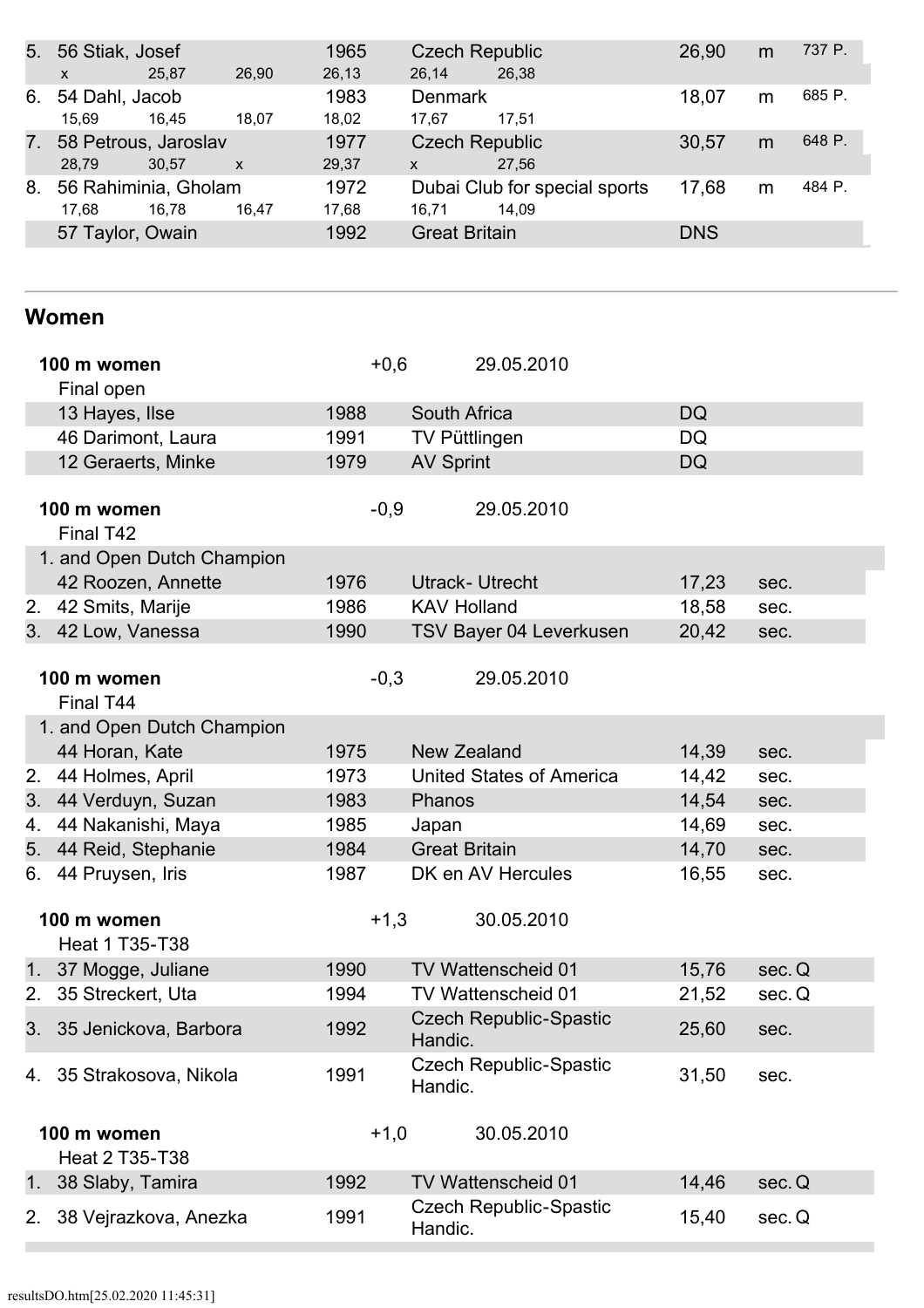| | | | | | |
|---|---|---|---|---|---|
| 5. 56 Stiak, Josef | 1965 | Czech Republic | 26,90 | m | 737 P. |
| x 25,87 26,90 | 26,13 | 26,14 26,38 | | | |
| 6. 54 Dahl, Jacob | 1983 | Denmark | 18,07 | m | 685 P. |
| 15,69 16,45 18,07 | 18,02 | 17,67 17,51 | | | |
| 7. 58 Petrous, Jaroslav | 1977 | Czech Republic | 30,57 | m | 648 P. |
| 28,79 30,57 x | 29,37 | x 27,56 | | | |
| 8. 56 Rahiminia, Gholam | 1972 | Dubai Club for special sports | 17,68 | m | 484 P. |
| 17,68 16,78 16,47 | 17,68 | 16,71 14,09 | | | |
| 57 Taylor, Owain | 1992 | Great Britain | DNS | | |

## Women

**100 m women** +0,6 29.05.2010

Final open

| | | | | |
|---|---|---|---|---|
| 13 Hayes, Ilse | 1988 | South Africa | DQ | |
| 46 Darimont, Laura | 1991 | TV Püttlingen | DQ | |
| 12 Geraerts, Minke | 1979 | AV Sprint | DQ | |

**100 m women** -0,9 29.05.2010

Final T42

| | | | | |
|---|---|---|---|---|
| 1. and Open Dutch Champion | | | | |
| 42 Roozen, Annette | 1976 | Utrack- Utrecht | 17,23 | sec. |
| 2. 42 Smits, Marije | 1986 | KAV Holland | 18,58 | sec. |
| 3. 42 Low, Vanessa | 1990 | TSV Bayer 04 Leverkusen | 20,42 | sec. |

**100 m women** -0,3 29.05.2010

Final T44

| | | | | |
|---|---|---|---|---|
| 1. and Open Dutch Champion | | | | |
| 44 Horan, Kate | 1975 | New Zealand | 14,39 | sec. |
| 2. 44 Holmes, April | 1973 | United States of America | 14,42 | sec. |
| 3. 44 Verduyn, Suzan | 1983 | Phanos | 14,54 | sec. |
| 4. 44 Nakanishi, Maya | 1985 | Japan | 14,69 | sec. |
| 5. 44 Reid, Stephanie | 1984 | Great Britain | 14,70 | sec. |
| 6. 44 Pruysen, Iris | 1987 | DK en AV Hercules | 16,55 | sec. |

**100 m women** +1,3 30.05.2010

Heat 1 T35-T38

| | | | | |
|---|---|---|---|---|
| 1. 37 Mogge, Juliane | 1990 | TV Wattenscheid 01 | 15,76 | sec. Q |
| 2. 35 Streckert, Uta | 1994 | TV Wattenscheid 01 | 21,52 | sec. Q |
| 3. 35 Jenickova, Barbora | 1992 | Czech Republic-Spastic Handic. | 25,60 | sec. |
| 4. 35 Strakosova, Nikola | 1991 | Czech Republic-Spastic Handic. | 31,50 | sec. |

**100 m women** +1,0 30.05.2010

Heat 2 T35-T38

| | | | | |
|---|---|---|---|---|
| 1. 38 Slaby, Tamira | 1992 | TV Wattenscheid 01 | 14,46 | sec. Q |
| 2. 38 Vejrazkova, Anezka | 1991 | Czech Republic-Spastic Handic. | 15,40 | sec. Q |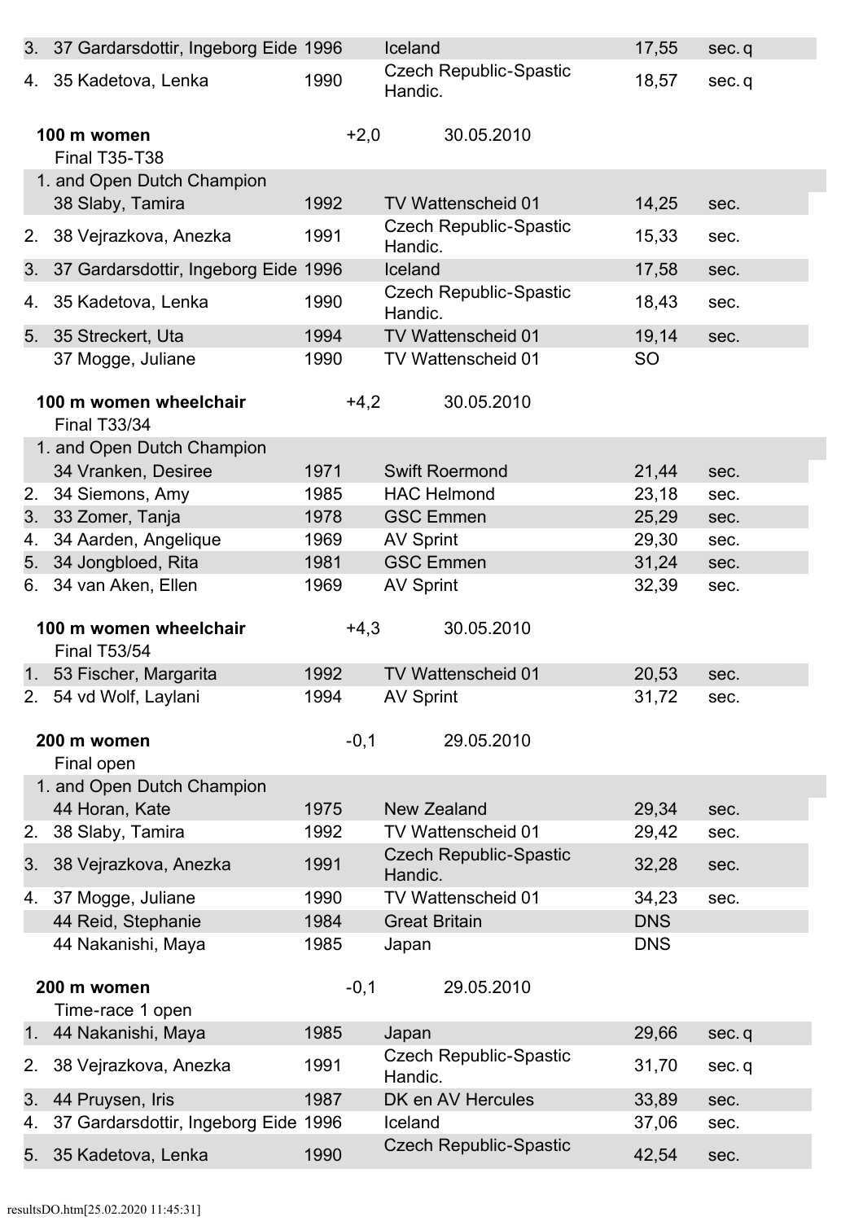| | | | | | |
|---|---|---|---|---|---|
| 3. | 37 Gardarsdottir, Ingeborg Eide | 1996 | Iceland | 17,55 | sec. q |
| 4. | 35 Kadetova, Lenka | 1990 | Czech Republic-Spastic Handic. | 18,57 | sec. q |

**100 m women** +2,0 30.05.2010

Final T35-T38

| | | | | | |
|---|---|---|---|---|---|
| 1. and Open Dutch Champion | | | | | |
| | 38 Slaby, Tamira | 1992 | TV Wattenscheid 01 | 14,25 | sec. |
| 2. | 38 Vejrazkova, Anezka | 1991 | Czech Republic-Spastic Handic. | 15,33 | sec. |
| 3. | 37 Gardarsdottir, Ingeborg Eide | 1996 | Iceland | 17,58 | sec. |
| 4. | 35 Kadetova, Lenka | 1990 | Czech Republic-Spastic Handic. | 18,43 | sec. |
| 5. | 35 Streckert, Uta | 1994 | TV Wattenscheid 01 | 19,14 | sec. |
| | 37 Mogge, Juliane | 1990 | TV Wattenscheid 01 | SO | |

**100 m women wheelchair** +4,2 30.05.2010

Final T33/34

| | | | | | |
|---|---|---|---|---|---|
| 1. and Open Dutch Champion | | | | | |
| | 34 Vranken, Desiree | 1971 | Swift Roermond | 21,44 | sec. |
| 2. | 34 Siemons, Amy | 1985 | HAC Helmond | 23,18 | sec. |
| 3. | 33 Zomer, Tanja | 1978 | GSC Emmen | 25,29 | sec. |
| 4. | 34 Aarden, Angelique | 1969 | AV Sprint | 29,30 | sec. |
| 5. | 34 Jongbloed, Rita | 1981 | GSC Emmen | 31,24 | sec. |
| 6. | 34 van Aken, Ellen | 1969 | AV Sprint | 32,39 | sec. |

**100 m women wheelchair** +4,3 30.05.2010

Final T53/54

| | | | | | |
|---|---|---|---|---|---|
| 1. | 53 Fischer, Margarita | 1992 | TV Wattenscheid 01 | 20,53 | sec. |
| 2. | 54 vd Wolf, Laylani | 1994 | AV Sprint | 31,72 | sec. |

**200 m women** -0,1 29.05.2010

Final open

| | | | | | |
|---|---|---|---|---|---|
| 1. and Open Dutch Champion | | | | | |
| | 44 Horan, Kate | 1975 | New Zealand | 29,34 | sec. |
| 2. | 38 Slaby, Tamira | 1992 | TV Wattenscheid 01 | 29,42 | sec. |
| 3. | 38 Vejrazkova, Anezka | 1991 | Czech Republic-Spastic Handic. | 32,28 | sec. |
| 4. | 37 Mogge, Juliane | 1990 | TV Wattenscheid 01 | 34,23 | sec. |
| | 44 Reid, Stephanie | 1984 | Great Britain | DNS | |
| | 44 Nakanishi, Maya | 1985 | Japan | DNS | |

**200 m women** -0,1 29.05.2010

Time-race 1 open

| | | | | | |
|---|---|---|---|---|---|
| 1. | 44 Nakanishi, Maya | 1985 | Japan | 29,66 | sec. q |
| 2. | 38 Vejrazkova, Anezka | 1991 | Czech Republic-Spastic Handic. | 31,70 | sec. q |
| 3. | 44 Pruysen, Iris | 1987 | DK en AV Hercules | 33,89 | sec. |
| 4. | 37 Gardarsdottir, Ingeborg Eide | 1996 | Iceland | 37,06 | sec. |
| 5. | 35 Kadetova, Lenka | 1990 | Czech Republic-Spastic | 42,54 | sec. |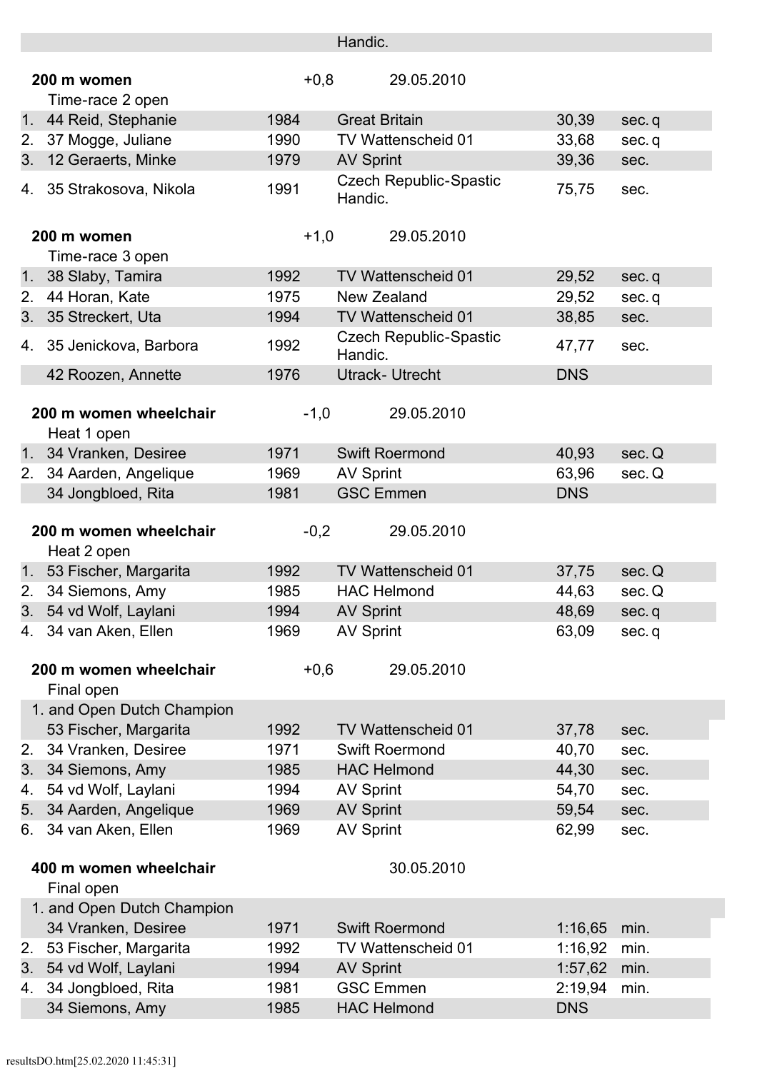Handic.

**200 m women** +0,8 29.05.2010

Time-race 2 open

| | | | | | |
|---|---|---|---|---|---|
| 1. | 44 Reid, Stephanie | 1984 | Great Britain | 30,39 | sec. q |
| 2. | 37 Mogge, Juliane | 1990 | TV Wattenscheid 01 | 33,68 | sec. q |
| 3. | 12 Geraerts, Minke | 1979 | AV Sprint | 39,36 | sec. |
| 4. | 35 Strakosova, Nikola | 1991 | Czech Republic-Spastic Handic. | 75,75 | sec. |

**200 m women** +1,0 29.05.2010

Time-race 3 open

| | | | | | |
|---|---|---|---|---|---|
| 1. | 38 Slaby, Tamira | 1992 | TV Wattenscheid 01 | 29,52 | sec. q |
| 2. | 44 Horan, Kate | 1975 | New Zealand | 29,52 | sec. q |
| 3. | 35 Streckert, Uta | 1994 | TV Wattenscheid 01 | 38,85 | sec. |
| 4. | 35 Jenickova, Barbora | 1992 | Czech Republic-Spastic Handic. | 47,77 | sec. |
| | 42 Roozen, Annette | 1976 | Utrack- Utrecht | DNS | |

**200 m women wheelchair** -1,0 29.05.2010

Heat 1 open

| | | | | | |
|---|---|---|---|---|---|
| 1. | 34 Vranken, Desiree | 1971 | Swift Roermond | 40,93 | sec. Q |
| 2. | 34 Aarden, Angelique | 1969 | AV Sprint | 63,96 | sec. Q |
| | 34 Jongbloed, Rita | 1981 | GSC Emmen | DNS | |

**200 m women wheelchair** -0,2 29.05.2010

Heat 2 open

| | | | | | |
|---|---|---|---|---|---|
| 1. | 53 Fischer, Margarita | 1992 | TV Wattenscheid 01 | 37,75 | sec. Q |
| 2. | 34 Siemons, Amy | 1985 | HAC Helmond | 44,63 | sec. Q |
| 3. | 54 vd Wolf, Laylani | 1994 | AV Sprint | 48,69 | sec. q |
| 4. | 34 van Aken, Ellen | 1969 | AV Sprint | 63,09 | sec. q |

**200 m women wheelchair** +0,6 29.05.2010

Final open

| | | | | | |
|---|---|---|---|---|---|
| 1. and Open Dutch Champion | | | | | |
| | 53 Fischer, Margarita | 1992 | TV Wattenscheid 01 | 37,78 | sec. |
| 2. | 34 Vranken, Desiree | 1971 | Swift Roermond | 40,70 | sec. |
| 3. | 34 Siemons, Amy | 1985 | HAC Helmond | 44,30 | sec. |
| 4. | 54 vd Wolf, Laylani | 1994 | AV Sprint | 54,70 | sec. |
| 5. | 34 Aarden, Angelique | 1969 | AV Sprint | 59,54 | sec. |
| 6. | 34 van Aken, Ellen | 1969 | AV Sprint | 62,99 | sec. |

**400 m women wheelchair** 30.05.2010

Final open

| | | | | | |
|---|---|---|---|---|---|
| 1. and Open Dutch Champion | | | | | |
| | 34 Vranken, Desiree | 1971 | Swift Roermond | 1:16,65 | min. |
| 2. | 53 Fischer, Margarita | 1992 | TV Wattenscheid 01 | 1:16,92 | min. |
| 3. | 54 vd Wolf, Laylani | 1994 | AV Sprint | 1:57,62 | min. |
| 4. | 34 Jongbloed, Rita | 1981 | GSC Emmen | 2:19,94 | min. |
| | 34 Siemons, Amy | 1985 | HAC Helmond | DNS | |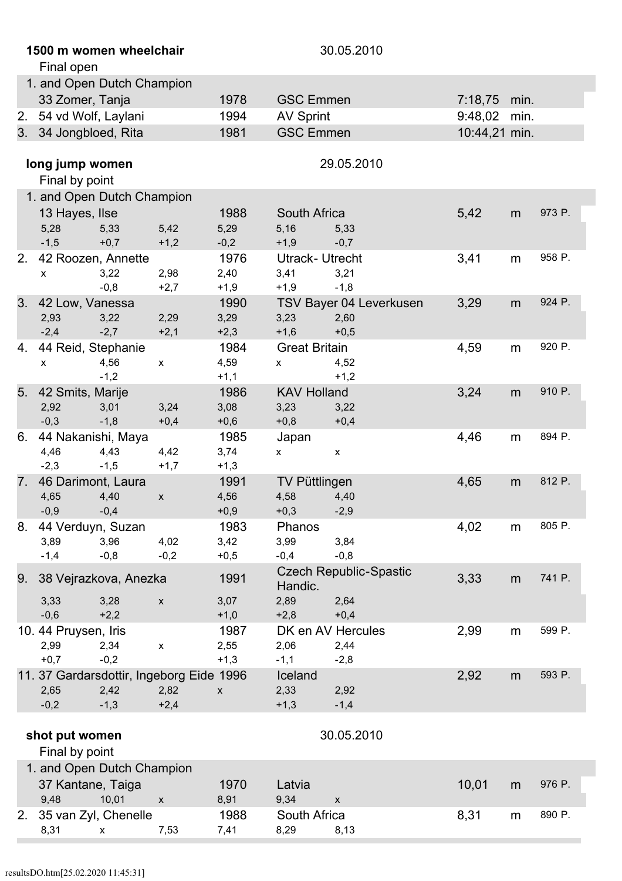**1500 m women wheelchair** 30.05.2010

Final open

| Place | Class / Name | Year | Club | Result | |
|---|---|---|---|---|---|
| 1. and Open Dutch Champion | 33 Zomer, Tanja | 1978 | GSC Emmen | 7:18,75 | min. |
| 2. | 54 vd Wolf, Laylani | 1994 | AV Sprint | 9:48,02 | min. |
| 3. | 34 Jongbloed, Rita | 1981 | GSC Emmen | 10:44,21 | min. |

**long jump women** 29.05.2010

Final by point

| Place | Class / Name | Year | Club | Result | | Points |
|---|---|---|---|---|---|---|
| 1. and Open Dutch Champion | 13 Hayes, Ilse | 1988 | South Africa | 5,42 | m | 973 P. |
| | 5,28 / -1,5 · 5,33 / +0,7 · 5,42 / +1,2 · 5,29 / -0,2 · 5,16 / +1,9 · 5,33 / -0,7 | | | | | |
| 2. | 42 Roozen, Annette | 1976 | Utrack- Utrecht | 3,41 | m | 958 P. |
| | x · 3,22 / -0,8 · 2,98 / +2,7 · 2,40 / +1,9 · 3,41 / +1,9 · 3,21 / -1,8 | | | | | |
| 3. | 42 Low, Vanessa | 1990 | TSV Bayer 04 Leverkusen | 3,29 | m | 924 P. |
| | 2,93 / -2,4 · 3,22 / -2,7 · 2,29 / +2,1 · 3,29 / +2,3 · 3,23 / +1,6 · 2,60 / +0,5 | | | | | |
| 4. | 44 Reid, Stephanie | 1984 | Great Britain | 4,59 | m | 920 P. |
| | x · 4,56 / -1,2 · x · 4,59 / +1,1 · x · 4,52 / +1,2 | | | | | |
| 5. | 42 Smits, Marije | 1986 | KAV Holland | 3,24 | m | 910 P. |
| | 2,92 / -0,3 · 3,01 / -1,8 · 3,24 / +0,4 · 3,08 / +0,6 · 3,23 / +0,8 · 3,22 / +0,4 | | | | | |
| 6. | 44 Nakanishi, Maya | 1985 | Japan | 4,46 | m | 894 P. |
| | 4,46 / -2,3 · 4,43 / -1,5 · 4,42 / +1,7 · 3,74 / +1,3 · x · x | | | | | |
| 7. | 46 Darimont, Laura | 1991 | TV Püttlingen | 4,65 | m | 812 P. |
| | 4,65 / -0,9 · 4,40 / -0,4 · x · 4,56 / +0,9 · 4,58 / +0,3 · 4,40 / -2,9 | | | | | |
| 8. | 44 Verduyn, Suzan | 1983 | Phanos | 4,02 | m | 805 P. |
| | 3,89 / -1,4 · 3,96 / -0,8 · 4,02 / -0,2 · 3,42 / +0,5 · 3,99 / -0,4 · 3,84 / -0,8 | | | | | |
| 9. | 38 Vejrazkova, Anezka | 1991 | Czech Republic-Spastic Handic. | 3,33 | m | 741 P. |
| | 3,33 / -0,6 · 3,28 / +2,2 · x · 3,07 / +1,0 · 2,89 / +2,8 · 2,64 / +0,4 | | | | | |
| 10. | 44 Pruysen, Iris | 1987 | DK en AV Hercules | 2,99 | m | 599 P. |
| | 2,99 / +0,7 · 2,34 / -0,2 · x · 2,55 / +1,3 · 2,06 / -1,1 · 2,44 / -2,8 | | | | | |
| 11. | 37 Gardarsdottir, Ingeborg Eide | 1996 | Iceland | 2,92 | m | 593 P. |
| | 2,65 / -0,2 · 2,42 / -1,3 · 2,82 / +2,4 · x · 2,33 / +1,3 · 2,92 / -1,4 | | | | | |

**shot put women** 30.05.2010

Final by point

| Place | Class / Name | Year | Club | Result | | Points |
|---|---|---|---|---|---|---|
| 1. and Open Dutch Champion | 37 Kantane, Taiga | 1970 | Latvia | 10,01 | m | 976 P. |
| | 9,48 · 10,01 · x · 8,91 · 9,34 · x | | | | | |
| 2. | 35 van Zyl, Chenelle | 1988 | South Africa | 8,31 | m | 890 P. |
| | 8,31 · x · 7,53 · 7,41 · 8,29 · 8,13 | | | | | |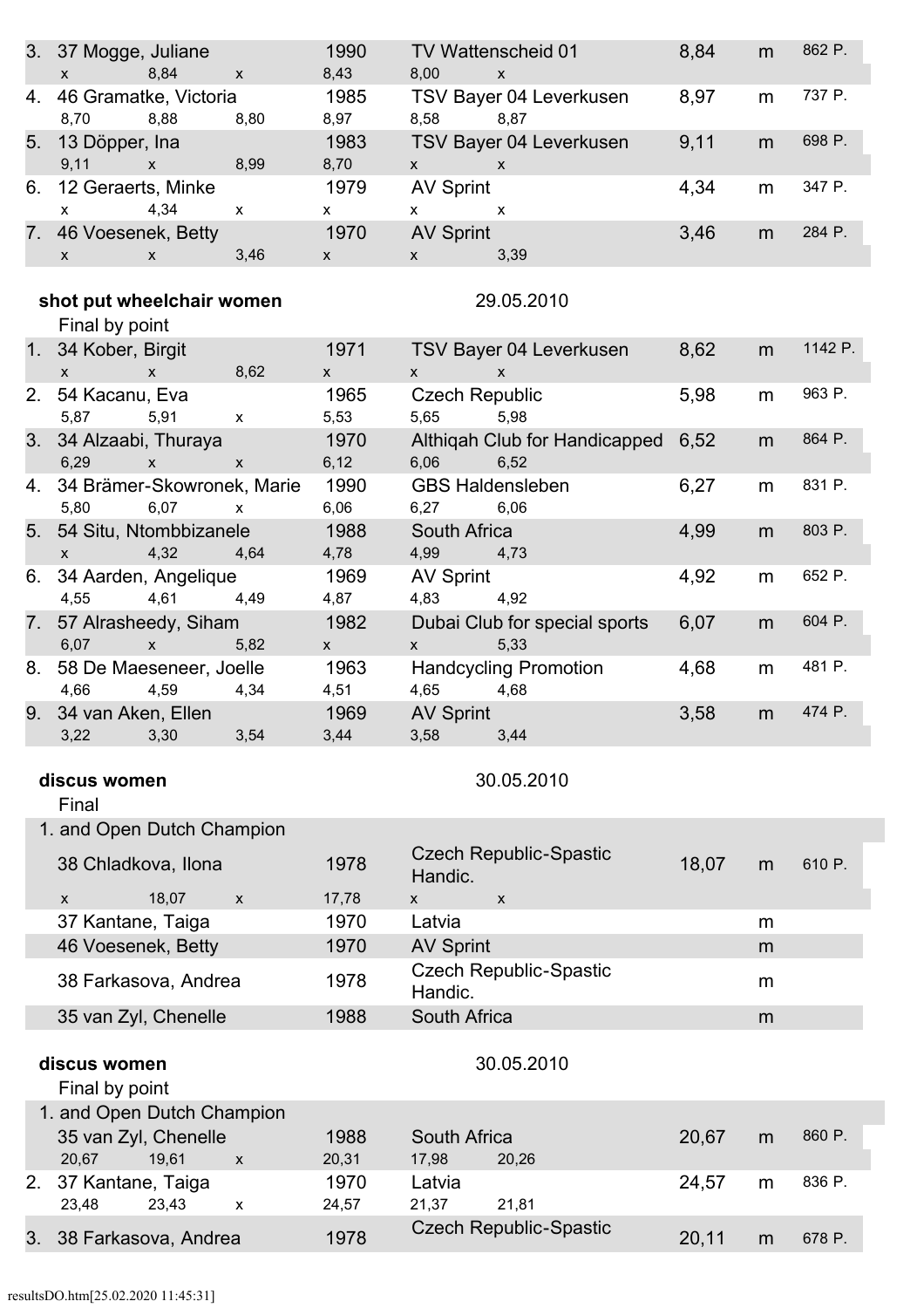| | | | | | | |
|---|---|---|---|---|---|---|
| 3. 37 Mogge, Juliane | | | 1990 | TV Wattenscheid 01 | 8,84 m | 862 P. |
| x | 8,84 | x | 8,43 | 8,00 | x | |
| 4. 46 Gramatke, Victoria | | | 1985 | TSV Bayer 04 Leverkusen | 8,97 m | 737 P. |
| 8,70 | 8,88 | 8,80 | 8,97 | 8,58 | 8,87 | |
| 5. 13 Döpper, Ina | | | 1983 | TSV Bayer 04 Leverkusen | 9,11 m | 698 P. |
| 9,11 | x | 8,99 | 8,70 | x | x | |
| 6. 12 Geraerts, Minke | | | 1979 | AV Sprint | 4,34 m | 347 P. |
| x | 4,34 | x | x | x | x | |
| 7. 46 Voesenek, Betty | | | 1970 | AV Sprint | 3,46 m | 284 P. |
| x | x | 3,46 | x | x | 3,39 | |

**shot put wheelchair women** 29.05.2010

Final by point

| | | | | | | |
|---|---|---|---|---|---|---|
| 1. 34 Kober, Birgit | | | 1971 | TSV Bayer 04 Leverkusen | 8,62 m | 1142 P. |
| x | x | 8,62 | x | x | x | |
| 2. 54 Kacanu, Eva | | | 1965 | Czech Republic | 5,98 m | 963 P. |
| 5,87 | 5,91 | x | 5,53 | 5,65 | 5,98 | |
| 3. 34 Alzaabi, Thuraya | | | 1970 | Althiqah Club for Handicapped | 6,52 m | 864 P. |
| 6,29 | x | x | 6,12 | 6,06 | 6,52 | |
| 4. 34 Brämer-Skowronek, Marie | | | 1990 | GBS Haldensleben | 6,27 m | 831 P. |
| 5,80 | 6,07 | x | 6,06 | 6,27 | 6,06 | |
| 5. 54 Situ, Ntombbizanele | | | 1988 | South Africa | 4,99 m | 803 P. |
| x | 4,32 | 4,64 | 4,78 | 4,99 | 4,73 | |
| 6. 34 Aarden, Angelique | | | 1969 | AV Sprint | 4,92 m | 652 P. |
| 4,55 | 4,61 | 4,49 | 4,87 | 4,83 | 4,92 | |
| 7. 57 Alrasheedy, Siham | | | 1982 | Dubai Club for special sports | 6,07 m | 604 P. |
| 6,07 | x | 5,82 | x | x | 5,33 | |
| 8. 58 De Maeseneer, Joelle | | | 1963 | Handcycling Promotion | 4,68 m | 481 P. |
| 4,66 | 4,59 | 4,34 | 4,51 | 4,65 | 4,68 | |
| 9. 34 van Aken, Ellen | | | 1969 | AV Sprint | 3,58 m | 474 P. |
| 3,22 | 3,30 | 3,54 | 3,44 | 3,58 | 3,44 | |

**discus women** 30.05.2010

Final

| | | | | | | |
|---|---|---|---|---|---|---|
| 1. and Open Dutch Champion | | | | | | |
| 38 Chladkova, Ilona | | | 1978 | Czech Republic-Spastic Handic. | 18,07 m | 610 P. |
| x | 18,07 | x | 17,78 | x | x | |
| 37 Kantane, Taiga | | | 1970 | Latvia | m | |
| 46 Voesenek, Betty | | | 1970 | AV Sprint | m | |
| 38 Farkasova, Andrea | | | 1978 | Czech Republic-Spastic Handic. | m | |
| 35 van Zyl, Chenelle | | | 1988 | South Africa | m | |

**discus women** 30.05.2010

Final by point

| | | | | | | |
|---|---|---|---|---|---|---|
| 1. and Open Dutch Champion | | | | | | |
| 35 van Zyl, Chenelle | | | 1988 | South Africa | 20,67 m | 860 P. |
| 20,67 | 19,61 | x | 20,31 | 17,98 | 20,26 | |
| 2. 37 Kantane, Taiga | | | 1970 | Latvia | 24,57 m | 836 P. |
| 23,48 | 23,43 | x | 24,57 | 21,37 | 21,81 | |
| 3. 38 Farkasova, Andrea | | | 1978 | Czech Republic-Spastic | 20,11 m | 678 P. |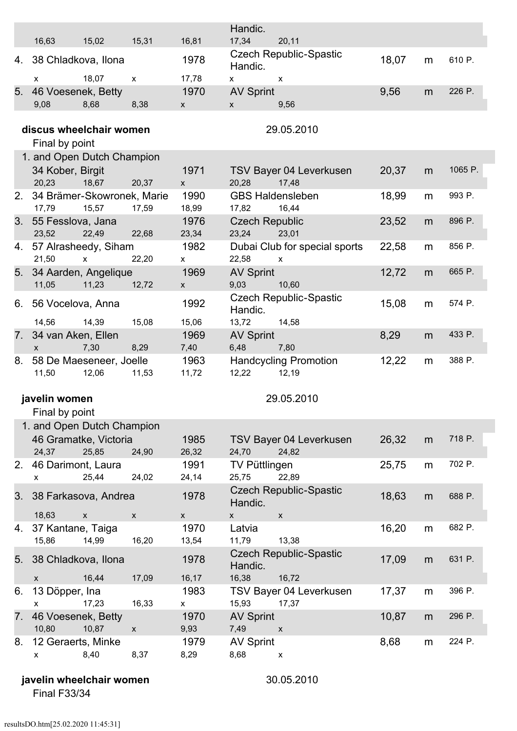| | | | | | | | | |
|---|---|---|---|---|---|---|---|---|
| | Handic. | | | | | | | |
| 16,63 | 15,02 | 15,31 | 16,81 | 17,34 | 20,11 | | | |
| 4. | 38 Chladkova, Ilona | 1978 | Czech Republic-Spastic Handic. | 18,07 | m | 610 P. | | |
| x | 18,07 | x | 17,78 | x | x | | | |
| 5. | 46 Voesenek, Betty | 1970 | AV Sprint | 9,56 | m | 226 P. | | |
| 9,08 | 8,68 | 8,38 | x | x | 9,56 | | | |

**discus wheelchair women** 29.05.2010

Final by point

| Rank | Name | Year | Club | Result | | Points |
|---|---|---|---|---|---|---|
| 1. and Open Dutch Champion | 34 Kober, Birgit | 1971 | TSV Bayer 04 Leverkusen | 20,37 | m | 1065 P. |
| | 20,23 18,67 20,37 x 20,28 17,48 | | | | | |
| 2. | 34 Brämer-Skowronek, Marie | 1990 | GBS Haldensleben | 18,99 | m | 993 P. |
| | 17,79 15,57 17,59 18,99 17,82 16,44 | | | | | |
| 3. | 55 Fesslova, Jana | 1976 | Czech Republic | 23,52 | m | 896 P. |
| | 23,52 22,49 22,68 23,34 23,24 23,01 | | | | | |
| 4. | 57 Alrasheedy, Siham | 1982 | Dubai Club for special sports | 22,58 | m | 856 P. |
| | 21,50 x 22,20 x 22,58 x | | | | | |
| 5. | 34 Aarden, Angelique | 1969 | AV Sprint | 12,72 | m | 665 P. |
| | 11,05 11,23 12,72 x 9,03 10,60 | | | | | |
| 6. | 56 Vocelova, Anna | 1992 | Czech Republic-Spastic Handic. | 15,08 | m | 574 P. |
| | 14,56 14,39 15,08 15,06 13,72 14,58 | | | | | |
| 7. | 34 van Aken, Ellen | 1969 | AV Sprint | 8,29 | m | 433 P. |
| | x 7,30 8,29 7,40 6,48 7,80 | | | | | |
| 8. | 58 De Maeseneer, Joelle | 1963 | Handcycling Promotion | 12,22 | m | 388 P. |
| | 11,50 12,06 11,53 11,72 12,22 12,19 | | | | | |

**javelin women** 29.05.2010

Final by point

| Rank | Name | Year | Club | Result | | Points |
|---|---|---|---|---|---|---|
| 1. and Open Dutch Champion | 46 Gramatke, Victoria | 1985 | TSV Bayer 04 Leverkusen | 26,32 | m | 718 P. |
| | 24,37 25,85 24,90 26,32 24,70 24,82 | | | | | |
| 2. | 46 Darimont, Laura | 1991 | TV Püttlingen | 25,75 | m | 702 P. |
| | x 25,44 24,02 24,14 25,75 22,89 | | | | | |
| 3. | 38 Farkasova, Andrea | 1978 | Czech Republic-Spastic Handic. | 18,63 | m | 688 P. |
| | 18,63 x x x x x | | | | | |
| 4. | 37 Kantane, Taiga | 1970 | Latvia | 16,20 | m | 682 P. |
| | 15,86 14,99 16,20 13,54 11,79 13,38 | | | | | |
| 5. | 38 Chladkova, Ilona | 1978 | Czech Republic-Spastic Handic. | 17,09 | m | 631 P. |
| | x 16,44 17,09 16,17 16,38 16,72 | | | | | |
| 6. | 13 Döpper, Ina | 1983 | TSV Bayer 04 Leverkusen | 17,37 | m | 396 P. |
| | x 17,23 16,33 x 15,93 17,37 | | | | | |
| 7. | 46 Voesenek, Betty | 1970 | AV Sprint | 10,87 | m | 296 P. |
| | 10,80 10,87 x 9,93 7,49 x | | | | | |
| 8. | 12 Geraerts, Minke | 1979 | AV Sprint | 8,68 | m | 224 P. |
| | x 8,40 8,37 8,29 8,68 x | | | | | |

**javelin wheelchair women** 30.05.2010

Final F33/34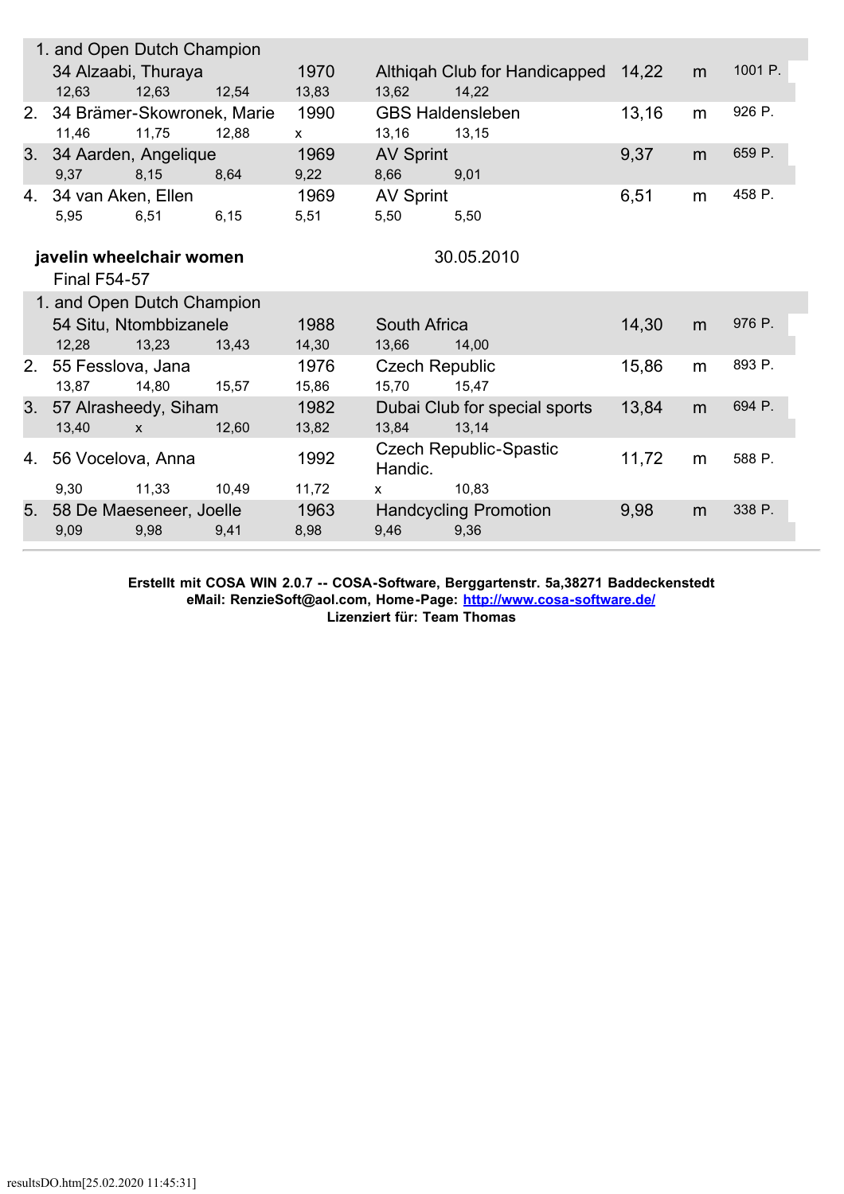| | | | | | | | |
|---|---|---|---|---|---|---|---|
| 1. and Open Dutch Champion | | | | | | | |
| | 34 Alzaabi, Thuraya | 1970 | Althiqah Club for Handicapped | 14,22 | m | 1001 P. |
| | 12,63 12,63 12,54 | 13,83 | 13,62 14,22 | | | |
| 2. | 34 Brämer-Skowronek, Marie | 1990 | GBS Haldensleben | 13,16 | m | 926 P. |
| | 11,46 11,75 12,88 | x | 13,16 13,15 | | | |
| 3. | 34 Aarden, Angelique | 1969 | AV Sprint | 9,37 | m | 659 P. |
| | 9,37 8,15 8,64 | 9,22 | 8,66 9,01 | | | |
| 4. | 34 van Aken, Ellen | 1969 | AV Sprint | 6,51 | m | 458 P. |
| | 5,95 6,51 6,15 | 5,51 | 5,50 5,50 | | | |

**javelin wheelchair women** 30.05.2010

Final F54-57

| | | | | | | |
|---|---|---|---|---|---|---|
| 1. and Open Dutch Champion | | | | | | |
| | 54 Situ, Ntombbizanele | 1988 | South Africa | 14,30 | m | 976 P. |
| | 12,28 13,23 13,43 | 14,30 | 13,66 14,00 | | | |
| 2. | 55 Fesslova, Jana | 1976 | Czech Republic | 15,86 | m | 893 P. |
| | 13,87 14,80 15,57 | 15,86 | 15,70 15,47 | | | |
| 3. | 57 Alrasheedy, Siham | 1982 | Dubai Club for special sports | 13,84 | m | 694 P. |
| | 13,40 x 12,60 | 13,82 | 13,84 13,14 | | | |
| 4. | 56 Vocelova, Anna | 1992 | Czech Republic-Spastic Handic. | 11,72 | m | 588 P. |
| | 9,30 11,33 10,49 | 11,72 | x 10,83 | | | |
| 5. | 58 De Maeseneer, Joelle | 1963 | Handcycling Promotion | 9,98 | m | 338 P. |
| | 9,09 9,98 9,41 | 8,98 | 9,46 9,36 | | | |

**Erstellt mit COSA WIN 2.0.7 -- COSA-Software, Berggartenstr. 5a,38271 Baddeckenstedt**
**eMail: RenzieSoft@aol.com, Home-Page: http://www.cosa-software.de/**
**Lizenziert für: Team Thomas**